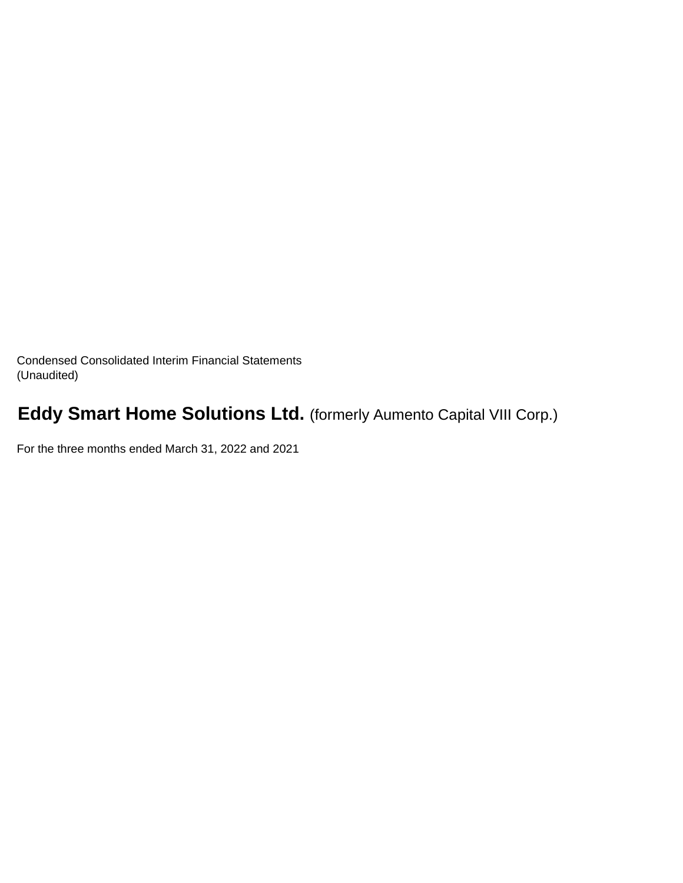Condensed Consolidated Interim Financial Statements
(Unaudited)

# **Eddy Smart Home Solutions Ltd.** (formerly Aumento Capital VIII Corp.)

For the three months ended March 31, 2022 and 2021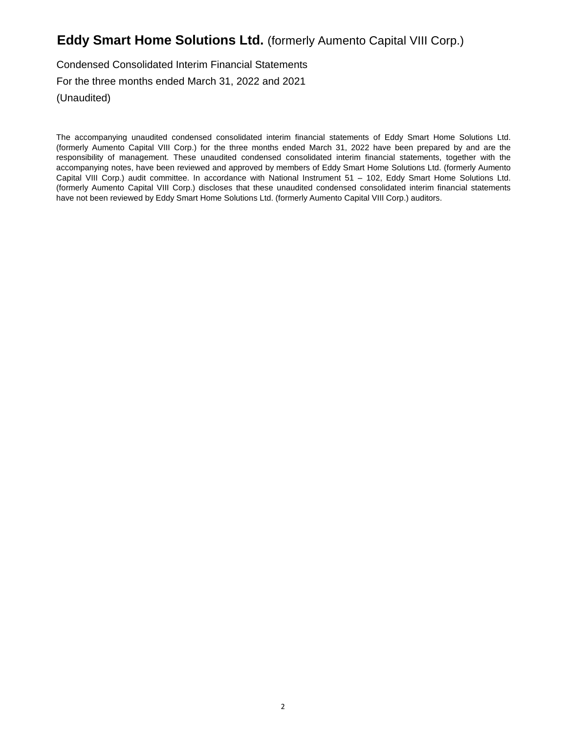# **Eddy Smart Home Solutions Ltd.** (formerly Aumento Capital VIII Corp.)

Condensed Consolidated Interim Financial Statements

For the three months ended March 31, 2022 and 2021

(Unaudited)

The accompanying unaudited condensed consolidated interim financial statements of Eddy Smart Home Solutions Ltd. (formerly Aumento Capital VIII Corp.) for the three months ended March 31, 2022 have been prepared by and are the responsibility of management. These unaudited condensed consolidated interim financial statements, together with the accompanying notes, have been reviewed and approved by members of Eddy Smart Home Solutions Ltd. (formerly Aumento Capital VIII Corp.) audit committee. In accordance with National Instrument 51 – 102, Eddy Smart Home Solutions Ltd. (formerly Aumento Capital VIII Corp.) discloses that these unaudited condensed consolidated interim financial statements have not been reviewed by Eddy Smart Home Solutions Ltd. (formerly Aumento Capital VIII Corp.) auditors.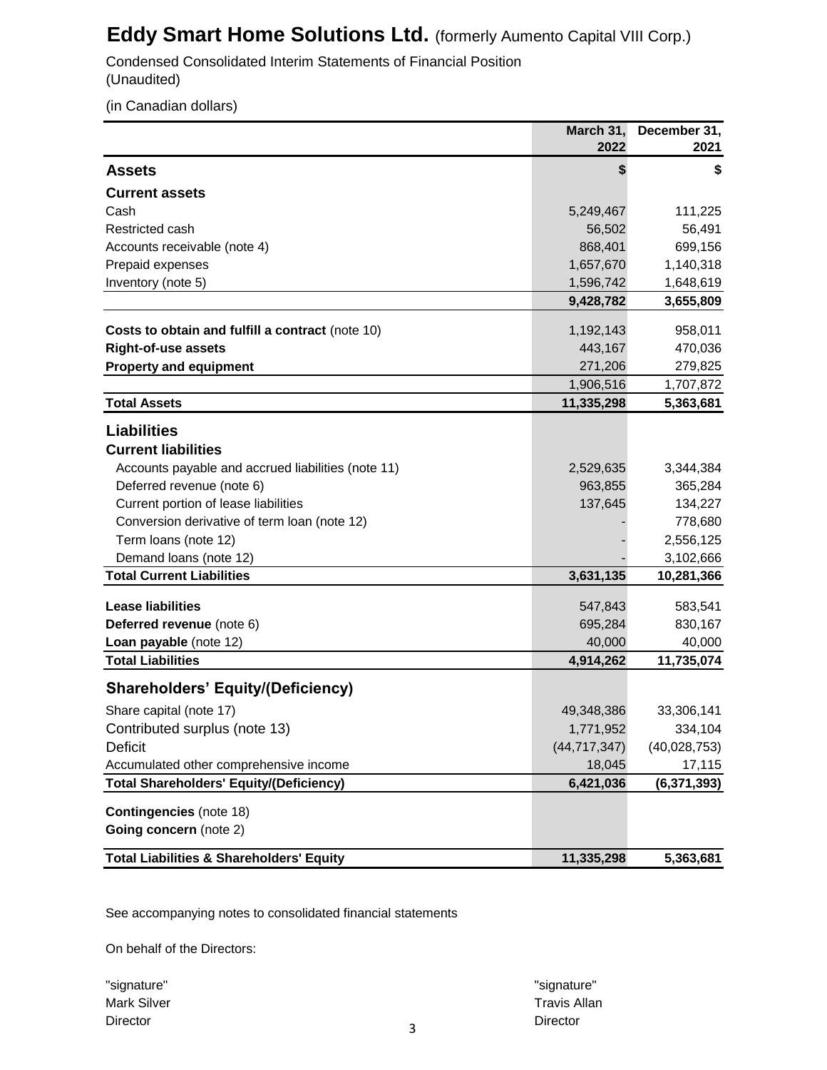# Eddy Smart Home Solutions Ltd. (formerly Aumento Capital VIII Corp.)

Condensed Consolidated Interim Statements of Financial Position
(Unaudited)

(in Canadian dollars)

| | March 31, 2022 | December 31, 2021 |
|---|---|---|
| **Assets** | **$** | **$** |
| **Current assets** | | |
| Cash | 5,249,467 | 111,225 |
| Restricted cash | 56,502 | 56,491 |
| Accounts receivable (note 4) | 868,401 | 699,156 |
| Prepaid expenses | 1,657,670 | 1,140,318 |
| Inventory (note 5) | 1,596,742 | 1,648,619 |
| | **9,428,782** | **3,655,809** |
| **Costs to obtain and fulfill a contract** (note 10) | 1,192,143 | 958,011 |
| **Right-of-use assets** | 443,167 | 470,036 |
| **Property and equipment** | 271,206 | 279,825 |
| | 1,906,516 | 1,707,872 |
| **Total Assets** | **11,335,298** | **5,363,681** |
| **Liabilities** | | |
| **Current liabilities** | | |
| Accounts payable and accrued liabilities (note 11) | 2,529,635 | 3,344,384 |
| Deferred revenue (note 6) | 963,855 | 365,284 |
| Current portion of lease liabilities | 137,645 | 134,227 |
| Conversion derivative of term loan (note 12) | - | 778,680 |
| Term loans (note 12) | - | 2,556,125 |
| Demand loans (note 12) | - | 3,102,666 |
| **Total Current Liabilities** | **3,631,135** | **10,281,366** |
| **Lease liabilities** | 547,843 | 583,541 |
| **Deferred revenue** (note 6) | 695,284 | 830,167 |
| **Loan payable** (note 12) | 40,000 | 40,000 |
| **Total Liabilities** | **4,914,262** | **11,735,074** |
| **Shareholders' Equity/(Deficiency)** | | |
| Share capital (note 17) | 49,348,386 | 33,306,141 |
| Contributed surplus (note 13) | 1,771,952 | 334,104 |
| Deficit | (44,717,347) | (40,028,753) |
| Accumulated other comprehensive income | 18,045 | 17,115 |
| **Total Shareholders' Equity/(Deficiency)** | **6,421,036** | **(6,371,393)** |
| **Contingencies** (note 18) | | |
| **Going concern** (note 2) | | |
| **Total Liabilities & Shareholders' Equity** | **11,335,298** | **5,363,681** |

See accompanying notes to consolidated financial statements

On behalf of the Directors:

"signature"
Mark Silver
Director

"signature"
Travis Allan
Director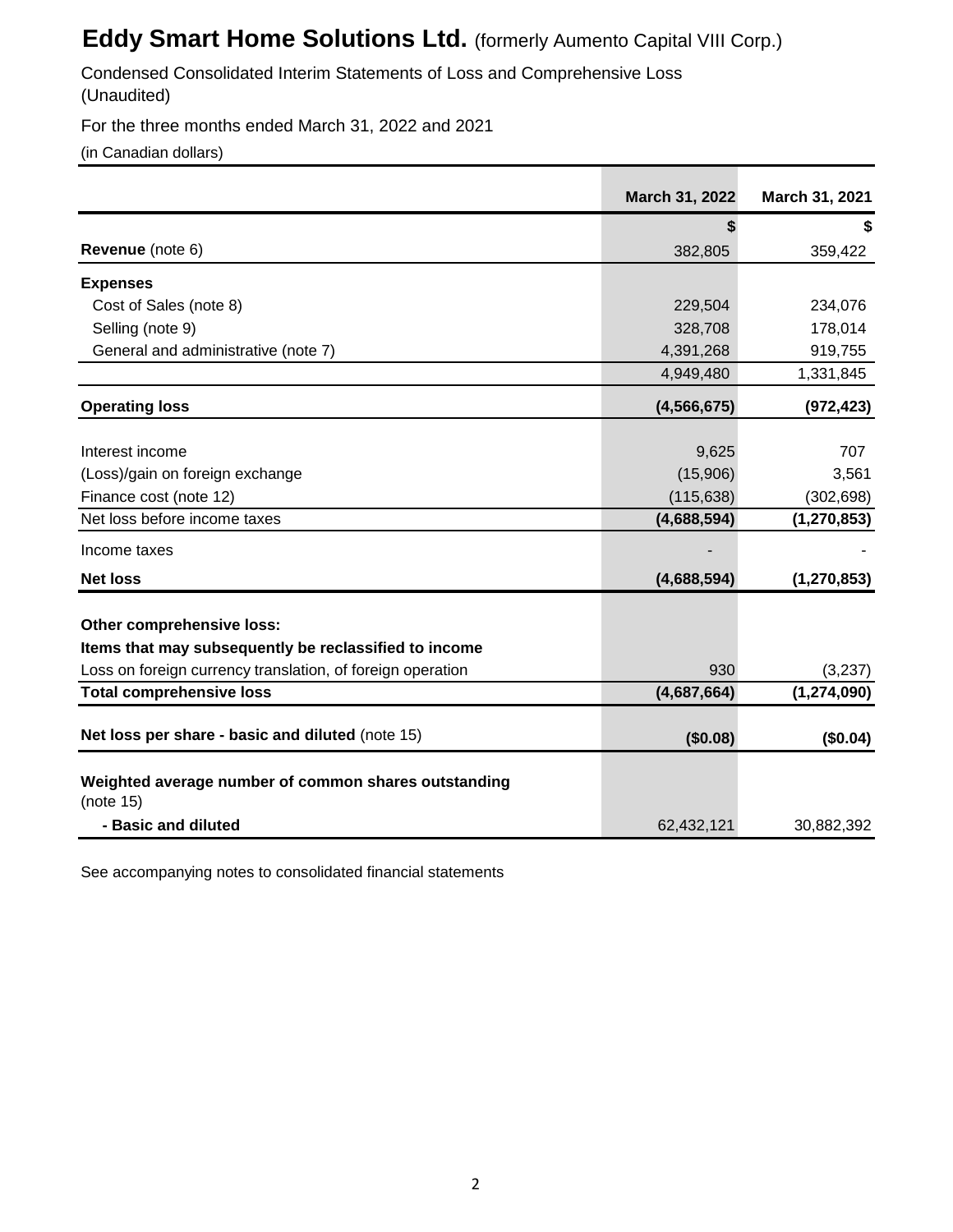# **Eddy Smart Home Solutions Ltd.** (formerly Aumento Capital VIII Corp.)

Condensed Consolidated Interim Statements of Loss and Comprehensive Loss
(Unaudited)

For the three months ended March 31, 2022 and 2021

(in Canadian dollars)

| | March 31, 2022 | March 31, 2021 |
|---|---|---|
| | $ | $ |
| **Revenue** (note 6) | 382,805 | 359,422 |
| **Expenses** | | |
| Cost of Sales (note 8) | 229,504 | 234,076 |
| Selling (note 9) | 328,708 | 178,014 |
| General and administrative (note 7) | 4,391,268 | 919,755 |
| | 4,949,480 | 1,331,845 |
| **Operating loss** | **(4,566,675)** | **(972,423)** |
| Interest income | 9,625 | 707 |
| (Loss)/gain on foreign exchange | (15,906) | 3,561 |
| Finance cost (note 12) | (115,638) | (302,698) |
| Net loss before income taxes | **(4,688,594)** | **(1,270,853)** |
| Income taxes | - | - |
| **Net loss** | **(4,688,594)** | **(1,270,853)** |
| **Other comprehensive loss:** | | |
| **Items that may subsequently be reclassified to income** | | |
| Loss on foreign currency translation, of foreign operation | 930 | (3,237) |
| **Total comprehensive loss** | **(4,687,664)** | **(1,274,090)** |
| **Net loss per share - basic and diluted** (note 15) | **($0.08)** | **($0.04)** |
| **Weighted average number of common shares outstanding** (note 15) | | |
| **- Basic and diluted** | 62,432,121 | 30,882,392 |

See accompanying notes to consolidated financial statements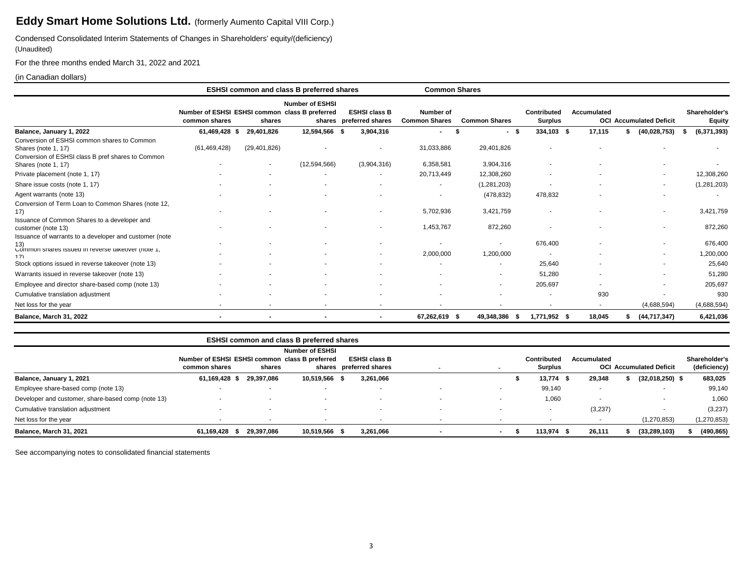# Eddy Smart Home Solutions Ltd. (formerly Aumento Capital VIII Corp.)

Condensed Consolidated Interim Statements of Changes in Shareholders' equity/(deficiency)
(Unaudited)

For the three months ended March 31, 2022 and 2021

(in Canadian dollars)

| | ESHSI common and class B preferred shares | | | | Common Shares | | | | | |
|---|---|---|---|---|---|---|---|---|---|---|
| | Number of ESHSI common shares | ESHSI common shares | Number of ESHSI class B preferred shares | ESHSI class B preferred shares | Number of Common Shares | Common Shares | Contributed Surplus | Accumulated OCI | Accumulated Deficit | Shareholder's Equity |
| **Balance, January 1, 2022** | **61,469,428** | **$ 29,401,826** | **12,594,566** | **$ 3,904,316** | **-** | **$ -** | **$ 334,103** | **$ 17,115** | **$ (40,028,753)** | **$ (6,371,393)** |
| Conversion of ESHSI common shares to Common Shares (note 1, 17) | (61,469,428) | (29,401,826) | - | - | 31,033,886 | 29,401,826 | - | - | - | - |
| Conversion of ESHSI class B pref shares to Common Shares (note 1, 17) | - | - | (12,594,566) | (3,904,316) | 6,358,581 | 3,904,316 | - | - | - | - |
| Private placement (note 1, 17) | - | - | - | - | 20,713,449 | 12,308,260 | - | - | - | 12,308,260 |
| Share issue costs (note 1, 17) | - | - | - | - | - | (1,281,203) | - | - | - | (1,281,203) |
| Agent warrants (note 13) | - | - | - | - | - | (478,832) | 478,832 | - | - | - |
| Conversion of Term Loan to Common Shares (note 12, 17) | - | - | - | - | 5,702,936 | 3,421,759 | - | - | - | 3,421,759 |
| Issuance of Common Shares to a developer and customer (note 13) | - | - | - | - | 1,453,767 | 872,260 | - | - | - | 872,260 |
| Issuance of warrants to a developer and customer (note 13) | - | - | - | - | - | - | 676,400 | - | - | 676,400 |
| Common shares issued in reverse takeover (note 1, 17) | - | - | - | - | 2,000,000 | 1,200,000 | - | - | - | 1,200,000 |
| Stock options issued in reverse takeover (note 13) | - | - | - | - | - | - | 25,640 | - | - | 25,640 |
| Warrants issued in reverse takeover (note 13) | - | - | - | - | - | - | 51,280 | - | - | 51,280 |
| Employee and director share-based comp (note 13) | - | - | - | - | - | - | 205,697 | - | - | 205,697 |
| Cumulative translation adjustment | - | - | - | - | - | - | - | 930 | - | 930 |
| Net loss for the year | - | - | - | - | - | - | - | - | (4,688,594) | (4,688,594) |
| **Balance, March 31, 2022** | **-** | **-** | **-** | **-** | **67,262,619** | **$ 49,348,386** | **$ 1,771,952** | **$ 18,045** | **$ (44,717,347)** | **6,421,036** |

| | ESHSI common and class B preferred shares | | | | | | | | | |
|---|---|---|---|---|---|---|---|---|---|---|
| | Number of ESHSI common shares | ESHSI common shares | Number of ESHSI class B preferred shares | ESHSI class B preferred shares | - | - | Contributed Surplus | Accumulated OCI | Accumulated Deficit | Shareholder's (deficiency) |
| **Balance, January 1, 2021** | **61,169,428** | **$ 29,397,086** | **10,519,566** | **$ 3,261,066** | | | **$ 13,774** | **$ 29,348** | **$ (32,018,250)** | **$ 683,025** |
| Employee share-based comp (note 13) | - | - | - | - | - | - | 99,140 | - | - | 99,140 |
| Developer and customer, share-based comp (note 13) | - | - | - | - | - | - | 1,060 | - | - | 1,060 |
| Cumulative translation adjustment | - | - | - | - | - | - | - | (3,237) | - | (3,237) |
| Net loss for the year | - | - | - | - | - | - | - | - | (1,270,853) | (1,270,853) |
| **Balance, March 31, 2021** | **61,169,428** | **$ 29,397,086** | **10,519,566** | **$ 3,261,066** | **-** | **-** | **$ 113,974** | **$ 26,111** | **$ (33,289,103)** | **$ (490,865)** |

See accompanying notes to consolidated financial statements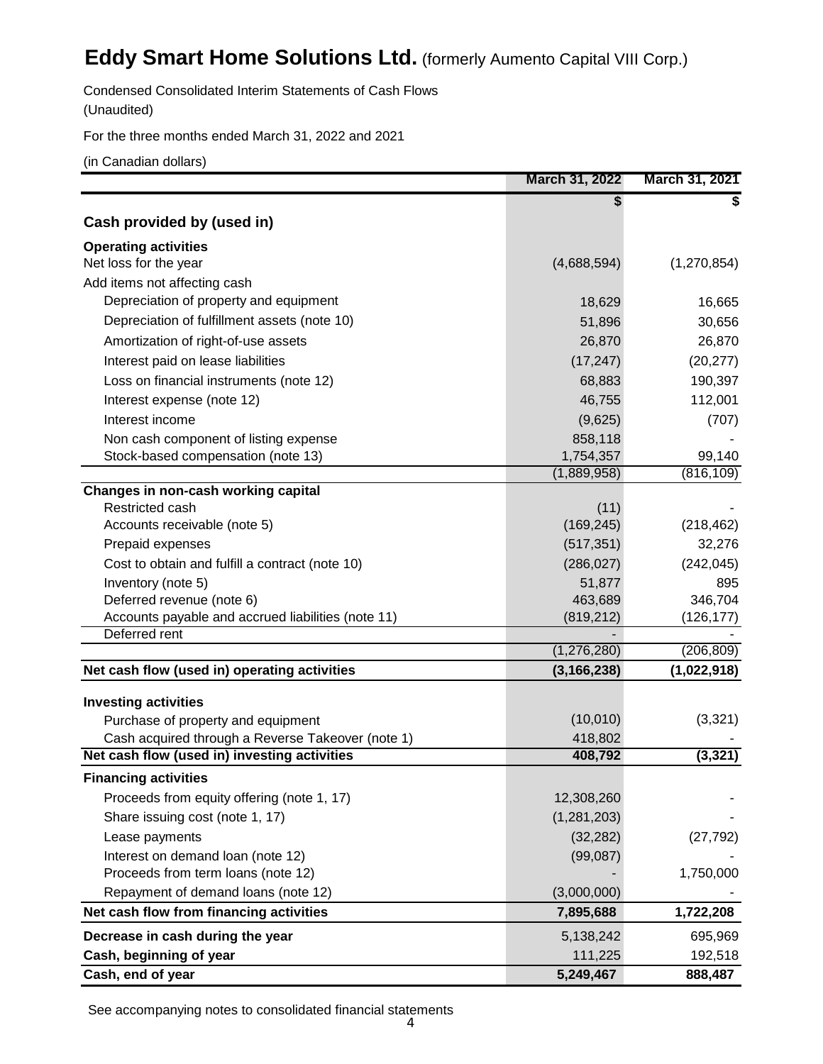# Eddy Smart Home Solutions Ltd. (formerly Aumento Capital VIII Corp.)

Condensed Consolidated Interim Statements of Cash Flows
(Unaudited)

For the three months ended March 31, 2022 and 2021

(in Canadian dollars)

| | March 31, 2022 | March 31, 2021 |
|---|---|---|
| | $ | $ |
| **Cash provided by (used in)** | | |
| **Operating activities** | | |
| Net loss for the year | (4,688,594) | (1,270,854) |
| Add items not affecting cash | | |
| Depreciation of property and equipment | 18,629 | 16,665 |
| Depreciation of fulfillment assets (note 10) | 51,896 | 30,656 |
| Amortization of right-of-use assets | 26,870 | 26,870 |
| Interest paid on lease liabilities | (17,247) | (20,277) |
| Loss on financial instruments (note 12) | 68,883 | 190,397 |
| Interest expense (note 12) | 46,755 | 112,001 |
| Interest income | (9,625) | (707) |
| Non cash component of listing expense | 858,118 | - |
| Stock-based compensation (note 13) | 1,754,357 | 99,140 |
| | (1,889,958) | (816,109) |
| **Changes in non-cash working capital** | | |
| Restricted cash | (11) | - |
| Accounts receivable (note 5) | (169,245) | (218,462) |
| Prepaid expenses | (517,351) | 32,276 |
| Cost to obtain and fulfill a contract (note 10) | (286,027) | (242,045) |
| Inventory (note 5) | 51,877 | 895 |
| Deferred revenue (note 6) | 463,689 | 346,704 |
| Accounts payable and accrued liabilities (note 11) | (819,212) | (126,177) |
| Deferred rent | - | - |
| | (1,276,280) | (206,809) |
| **Net cash flow (used in) operating activities** | **(3,166,238)** | **(1,022,918)** |
| **Investing activities** | | |
| Purchase of property and equipment | (10,010) | (3,321) |
| Cash acquired through a Reverse Takeover (note 1) | 418,802 | - |
| **Net cash flow (used in) investing activities** | **408,792** | **(3,321)** |
| **Financing activities** | | |
| Proceeds from equity offering (note 1, 17) | 12,308,260 | - |
| Share issuing cost (note 1, 17) | (1,281,203) | - |
| Lease payments | (32,282) | (27,792) |
| Interest on demand loan (note 12) | (99,087) | - |
| Proceeds from term loans (note 12) | - | 1,750,000 |
| Repayment of demand loans (note 12) | (3,000,000) | - |
| **Net cash flow from financing activities** | **7,895,688** | **1,722,208** |
| **Decrease in cash during the year** | 5,138,242 | 695,969 |
| **Cash, beginning of year** | 111,225 | 192,518 |
| **Cash, end of year** | **5,249,467** | **888,487** |

See accompanying notes to consolidated financial statements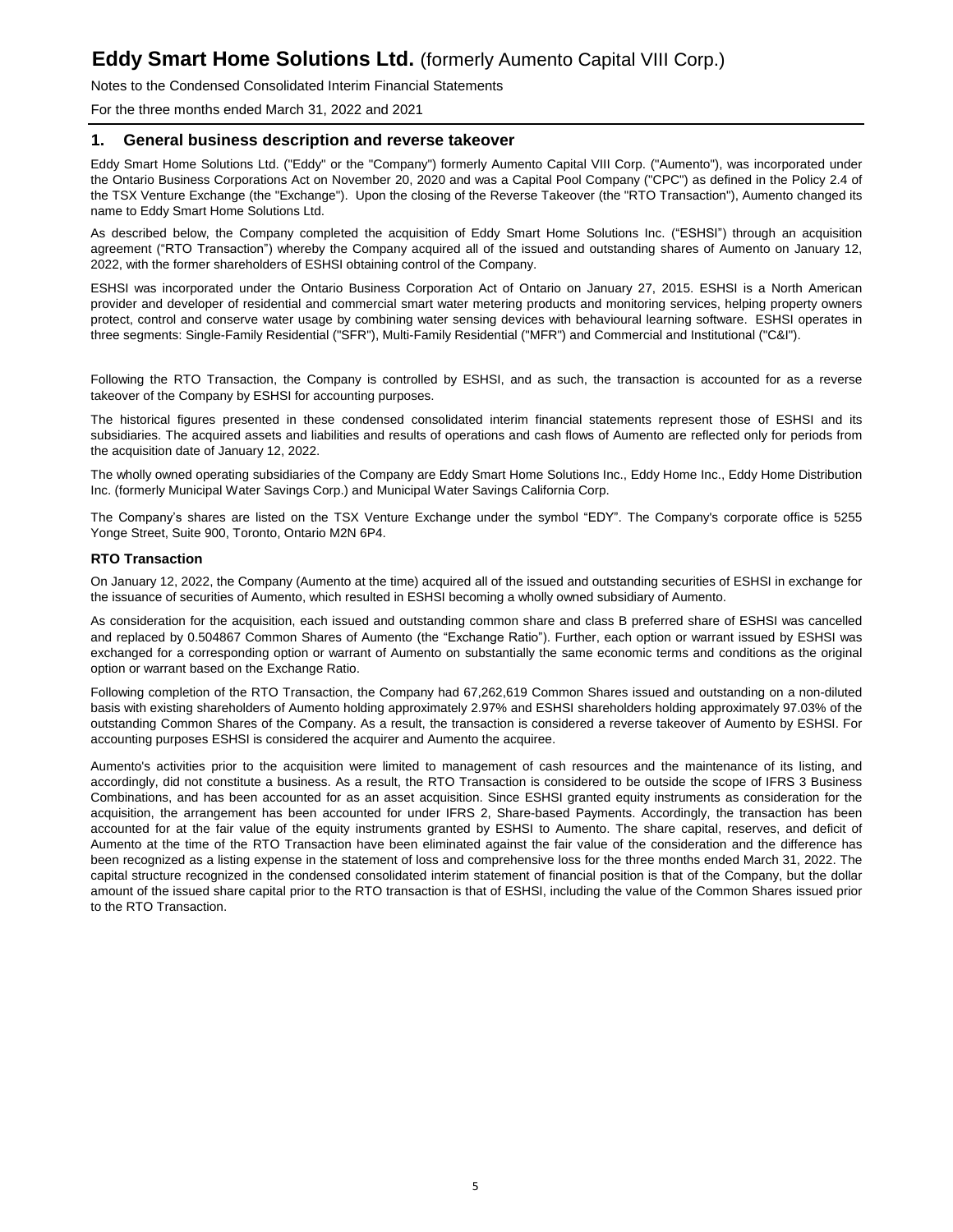## 1. General business description and reverse takeover

Eddy Smart Home Solutions Ltd. ("Eddy" or the "Company") formerly Aumento Capital VIII Corp. ("Aumento"), was incorporated under the Ontario Business Corporations Act on November 20, 2020 and was a Capital Pool Company ("CPC") as defined in the Policy 2.4 of the TSX Venture Exchange (the "Exchange"). Upon the closing of the Reverse Takeover (the "RTO Transaction"), Aumento changed its name to Eddy Smart Home Solutions Ltd.

As described below, the Company completed the acquisition of Eddy Smart Home Solutions Inc. ("ESHSI") through an acquisition agreement ("RTO Transaction") whereby the Company acquired all of the issued and outstanding shares of Aumento on January 12, 2022, with the former shareholders of ESHSI obtaining control of the Company.

ESHSI was incorporated under the Ontario Business Corporation Act of Ontario on January 27, 2015. ESHSI is a North American provider and developer of residential and commercial smart water metering products and monitoring services, helping property owners protect, control and conserve water usage by combining water sensing devices with behavioural learning software. ESHSI operates in three segments: Single-Family Residential ("SFR"), Multi-Family Residential ("MFR") and Commercial and Institutional ("C&I").

Following the RTO Transaction, the Company is controlled by ESHSI, and as such, the transaction is accounted for as a reverse takeover of the Company by ESHSI for accounting purposes.

The historical figures presented in these condensed consolidated interim financial statements represent those of ESHSI and its subsidiaries. The acquired assets and liabilities and results of operations and cash flows of Aumento are reflected only for periods from the acquisition date of January 12, 2022.

The wholly owned operating subsidiaries of the Company are Eddy Smart Home Solutions Inc., Eddy Home Inc., Eddy Home Distribution Inc. (formerly Municipal Water Savings Corp.) and Municipal Water Savings California Corp.

The Company's shares are listed on the TSX Venture Exchange under the symbol "EDY". The Company's corporate office is 5255 Yonge Street, Suite 900, Toronto, Ontario M2N 6P4.

### RTO Transaction

On January 12, 2022, the Company (Aumento at the time) acquired all of the issued and outstanding securities of ESHSI in exchange for the issuance of securities of Aumento, which resulted in ESHSI becoming a wholly owned subsidiary of Aumento.

As consideration for the acquisition, each issued and outstanding common share and class B preferred share of ESHSI was cancelled and replaced by 0.504867 Common Shares of Aumento (the "Exchange Ratio"). Further, each option or warrant issued by ESHSI was exchanged for a corresponding option or warrant of Aumento on substantially the same economic terms and conditions as the original option or warrant based on the Exchange Ratio.

Following completion of the RTO Transaction, the Company had 67,262,619 Common Shares issued and outstanding on a non-diluted basis with existing shareholders of Aumento holding approximately 2.97% and ESHSI shareholders holding approximately 97.03% of the outstanding Common Shares of the Company. As a result, the transaction is considered a reverse takeover of Aumento by ESHSI. For accounting purposes ESHSI is considered the acquirer and Aumento the acquiree.

Aumento's activities prior to the acquisition were limited to management of cash resources and the maintenance of its listing, and accordingly, did not constitute a business. As a result, the RTO Transaction is considered to be outside the scope of IFRS 3 Business Combinations, and has been accounted for as an asset acquisition. Since ESHSI granted equity instruments as consideration for the acquisition, the arrangement has been accounted for under IFRS 2, Share-based Payments. Accordingly, the transaction has been accounted for at the fair value of the equity instruments granted by ESHSI to Aumento. The share capital, reserves, and deficit of Aumento at the time of the RTO Transaction have been eliminated against the fair value of the consideration and the difference has been recognized as a listing expense in the statement of loss and comprehensive loss for the three months ended March 31, 2022. The capital structure recognized in the condensed consolidated interim statement of financial position is that of the Company, but the dollar amount of the issued share capital prior to the RTO transaction is that of ESHSI, including the value of the Common Shares issued prior to the RTO Transaction.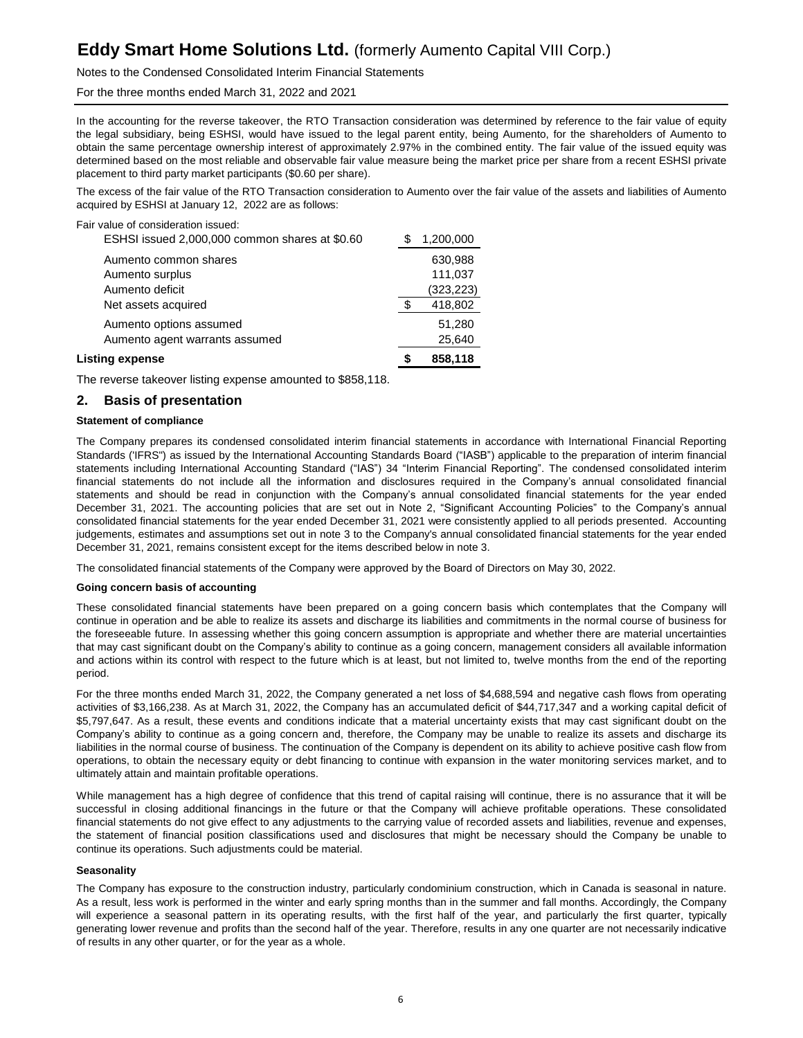In the accounting for the reverse takeover, the RTO Transaction consideration was determined by reference to the fair value of equity the legal subsidiary, being ESHSI, would have issued to the legal parent entity, being Aumento, for the shareholders of Aumento to obtain the same percentage ownership interest of approximately 2.97% in the combined entity. The fair value of the issued equity was determined based on the most reliable and observable fair value measure being the market price per share from a recent ESHSI private placement to third party market participants ($0.60 per share).

The excess of the fair value of the RTO Transaction consideration to Aumento over the fair value of the assets and liabilities of Aumento acquired by ESHSI at January 12, 2022 are as follows:

| Fair value of consideration issued: | |
|---|---|
| ESHSI issued 2,000,000 common shares at $0.60 | $ 1,200,000 |
| Aumento common shares | 630,988 |
| Aumento surplus | 111,037 |
| Aumento deficit | (323,223) |
| Net assets acquired | $ 418,802 |
| Aumento options assumed | 51,280 |
| Aumento agent warrants assumed | 25,640 |
| **Listing expense** | **$ 858,118** |

The reverse takeover listing expense amounted to $858,118.

## 2. Basis of presentation

**Statement of compliance**

The Company prepares its condensed consolidated interim financial statements in accordance with International Financial Reporting Standards ('IFRS") as issued by the International Accounting Standards Board ("IASB") applicable to the preparation of interim financial statements including International Accounting Standard ("IAS") 34 "Interim Financial Reporting". The condensed consolidated interim financial statements do not include all the information and disclosures required in the Company's annual consolidated financial statements and should be read in conjunction with the Company's annual consolidated financial statements for the year ended December 31, 2021. The accounting policies that are set out in Note 2, "Significant Accounting Policies" to the Company's annual consolidated financial statements for the year ended December 31, 2021 were consistently applied to all periods presented. Accounting judgements, estimates and assumptions set out in note 3 to the Company's annual consolidated financial statements for the year ended December 31, 2021, remains consistent except for the items described below in note 3.

The consolidated financial statements of the Company were approved by the Board of Directors on May 30, 2022.

**Going concern basis of accounting**

These consolidated financial statements have been prepared on a going concern basis which contemplates that the Company will continue in operation and be able to realize its assets and discharge its liabilities and commitments in the normal course of business for the foreseeable future. In assessing whether this going concern assumption is appropriate and whether there are material uncertainties that may cast significant doubt on the Company's ability to continue as a going concern, management considers all available information and actions within its control with respect to the future which is at least, but not limited to, twelve months from the end of the reporting period.

For the three months ended March 31, 2022, the Company generated a net loss of $4,688,594 and negative cash flows from operating activities of $3,166,238. As at March 31, 2022, the Company has an accumulated deficit of $44,717,347 and a working capital deficit of $5,797,647. As a result, these events and conditions indicate that a material uncertainty exists that may cast significant doubt on the Company's ability to continue as a going concern and, therefore, the Company may be unable to realize its assets and discharge its liabilities in the normal course of business. The continuation of the Company is dependent on its ability to achieve positive cash flow from operations, to obtain the necessary equity or debt financing to continue with expansion in the water monitoring services market, and to ultimately attain and maintain profitable operations.

While management has a high degree of confidence that this trend of capital raising will continue, there is no assurance that it will be successful in closing additional financings in the future or that the Company will achieve profitable operations. These consolidated financial statements do not give effect to any adjustments to the carrying value of recorded assets and liabilities, revenue and expenses, the statement of financial position classifications used and disclosures that might be necessary should the Company be unable to continue its operations. Such adjustments could be material.

**Seasonality**

The Company has exposure to the construction industry, particularly condominium construction, which in Canada is seasonal in nature. As a result, less work is performed in the winter and early spring months than in the summer and fall months. Accordingly, the Company will experience a seasonal pattern in its operating results, with the first half of the year, and particularly the first quarter, typically generating lower revenue and profits than the second half of the year. Therefore, results in any one quarter are not necessarily indicative of results in any other quarter, or for the year as a whole.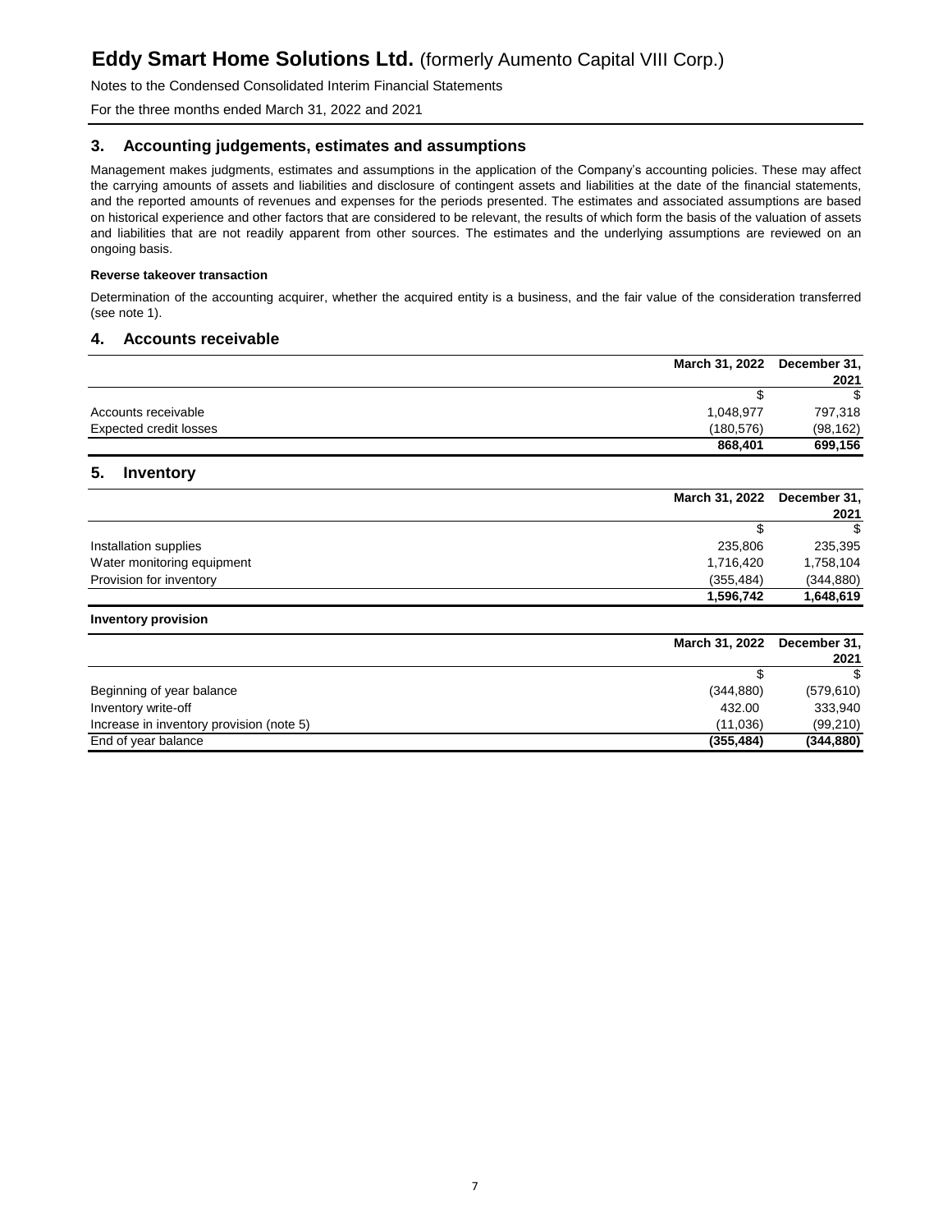## 3. Accounting judgements, estimates and assumptions

Management makes judgments, estimates and assumptions in the application of the Company's accounting policies. These may affect the carrying amounts of assets and liabilities and disclosure of contingent assets and liabilities at the date of the financial statements, and the reported amounts of revenues and expenses for the periods presented. The estimates and associated assumptions are based on historical experience and other factors that are considered to be relevant, the results of which form the basis of the valuation of assets and liabilities that are not readily apparent from other sources. The estimates and the underlying assumptions are reviewed on an ongoing basis.

**Reverse takeover transaction**

Determination of the accounting acquirer, whether the acquired entity is a business, and the fair value of the consideration transferred (see note 1).

## 4. Accounts receivable

| | March 31, 2022 | December 31, 2021 |
|---|---|---|
| | $ | $ |
| Accounts receivable | 1,048,977 | 797,318 |
| Expected credit losses | (180,576) | (98,162) |
| | **868,401** | **699,156** |

## 5. Inventory

| | March 31, 2022 | December 31, 2021 |
|---|---|---|
| | $ | $ |
| Installation supplies | 235,806 | 235,395 |
| Water monitoring equipment | 1,716,420 | 1,758,104 |
| Provision for inventory | (355,484) | (344,880) |
| | **1,596,742** | **1,648,619** |

**Inventory provision**

| | March 31, 2022 | December 31, 2021 |
|---|---|---|
| | $ | $ |
| Beginning of year balance | (344,880) | (579,610) |
| Inventory write-off | 432.00 | 333,940 |
| Increase in inventory provision (note 5) | (11,036) | (99,210) |
| End of year balance | **(355,484)** | **(344,880)** |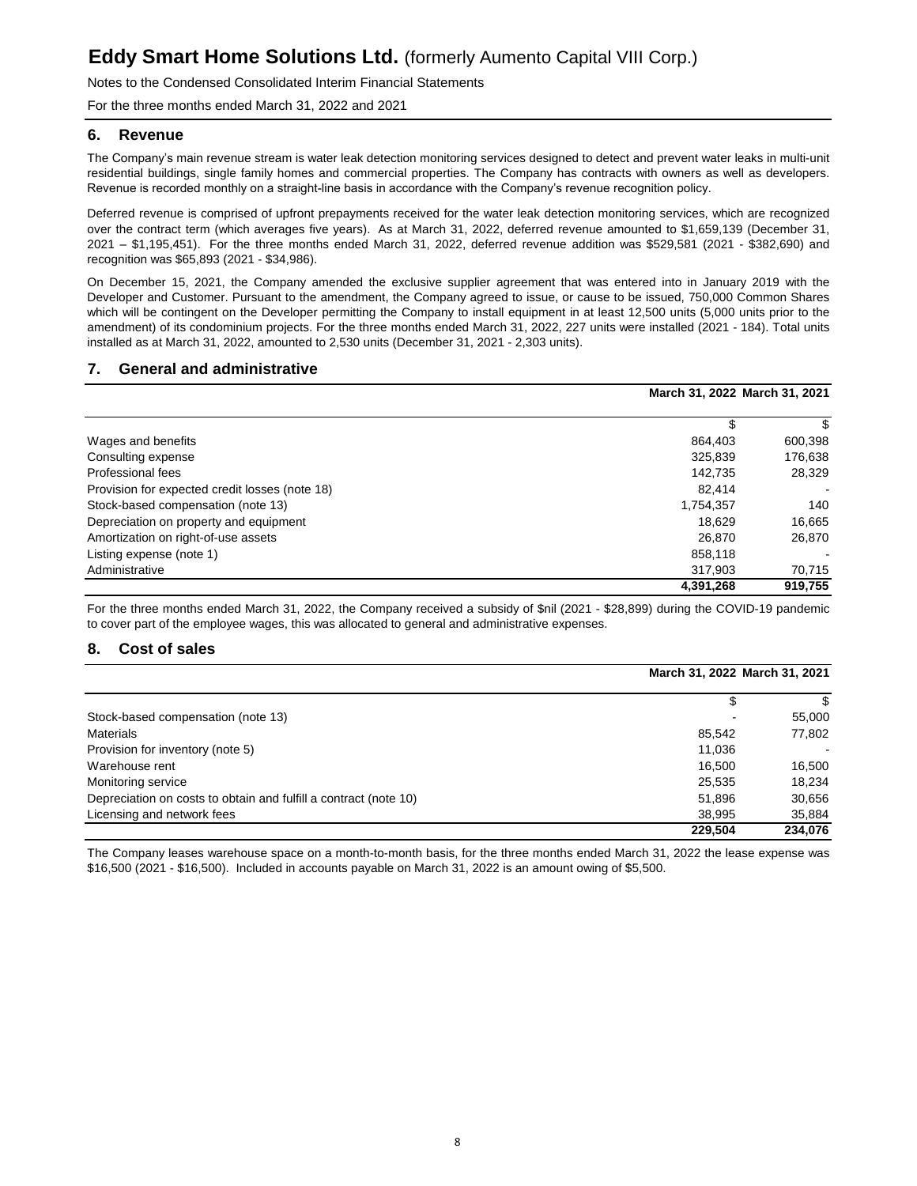## 6. Revenue

The Company's main revenue stream is water leak detection monitoring services designed to detect and prevent water leaks in multi-unit residential buildings, single family homes and commercial properties. The Company has contracts with owners as well as developers. Revenue is recorded monthly on a straight-line basis in accordance with the Company's revenue recognition policy.

Deferred revenue is comprised of upfront prepayments received for the water leak detection monitoring services, which are recognized over the contract term (which averages five years). As at March 31, 2022, deferred revenue amounted to $1,659,139 (December 31, 2021 – $1,195,451). For the three months ended March 31, 2022, deferred revenue addition was $529,581 (2021 - $382,690) and recognition was $65,893 (2021 - $34,986).

On December 15, 2021, the Company amended the exclusive supplier agreement that was entered into in January 2019 with the Developer and Customer. Pursuant to the amendment, the Company agreed to issue, or cause to be issued, 750,000 Common Shares which will be contingent on the Developer permitting the Company to install equipment in at least 12,500 units (5,000 units prior to the amendment) of its condominium projects. For the three months ended March 31, 2022, 227 units were installed (2021 - 184). Total units installed as at March 31, 2022, amounted to 2,530 units (December 31, 2021 - 2,303 units).

## 7. General and administrative

| | March 31, 2022 | March 31, 2021 |
|---|---|---|
| | $ | $ |
| Wages and benefits | 864,403 | 600,398 |
| Consulting expense | 325,839 | 176,638 |
| Professional fees | 142,735 | 28,329 |
| Provision for expected credit losses (note 18) | 82,414 | - |
| Stock-based compensation (note 13) | 1,754,357 | 140 |
| Depreciation on property and equipment | 18,629 | 16,665 |
| Amortization on right-of-use assets | 26,870 | 26,870 |
| Listing expense (note 1) | 858,118 | - |
| Administrative | 317,903 | 70,715 |
| | **4,391,268** | **919,755** |

For the three months ended March 31, 2022, the Company received a subsidy of $nil (2021 - $28,899) during the COVID-19 pandemic to cover part of the employee wages, this was allocated to general and administrative expenses.

## 8. Cost of sales

| | March 31, 2022 | March 31, 2021 |
|---|---|---|
| | $ | $ |
| Stock-based compensation (note 13) | - | 55,000 |
| Materials | 85,542 | 77,802 |
| Provision for inventory (note 5) | 11,036 | - |
| Warehouse rent | 16,500 | 16,500 |
| Monitoring service | 25,535 | 18,234 |
| Depreciation on costs to obtain and fulfill a contract (note 10) | 51,896 | 30,656 |
| Licensing and network fees | 38,995 | 35,884 |
| | **229,504** | **234,076** |

The Company leases warehouse space on a month-to-month basis, for the three months ended March 31, 2022 the lease expense was $16,500 (2021 - $16,500). Included in accounts payable on March 31, 2022 is an amount owing of $5,500.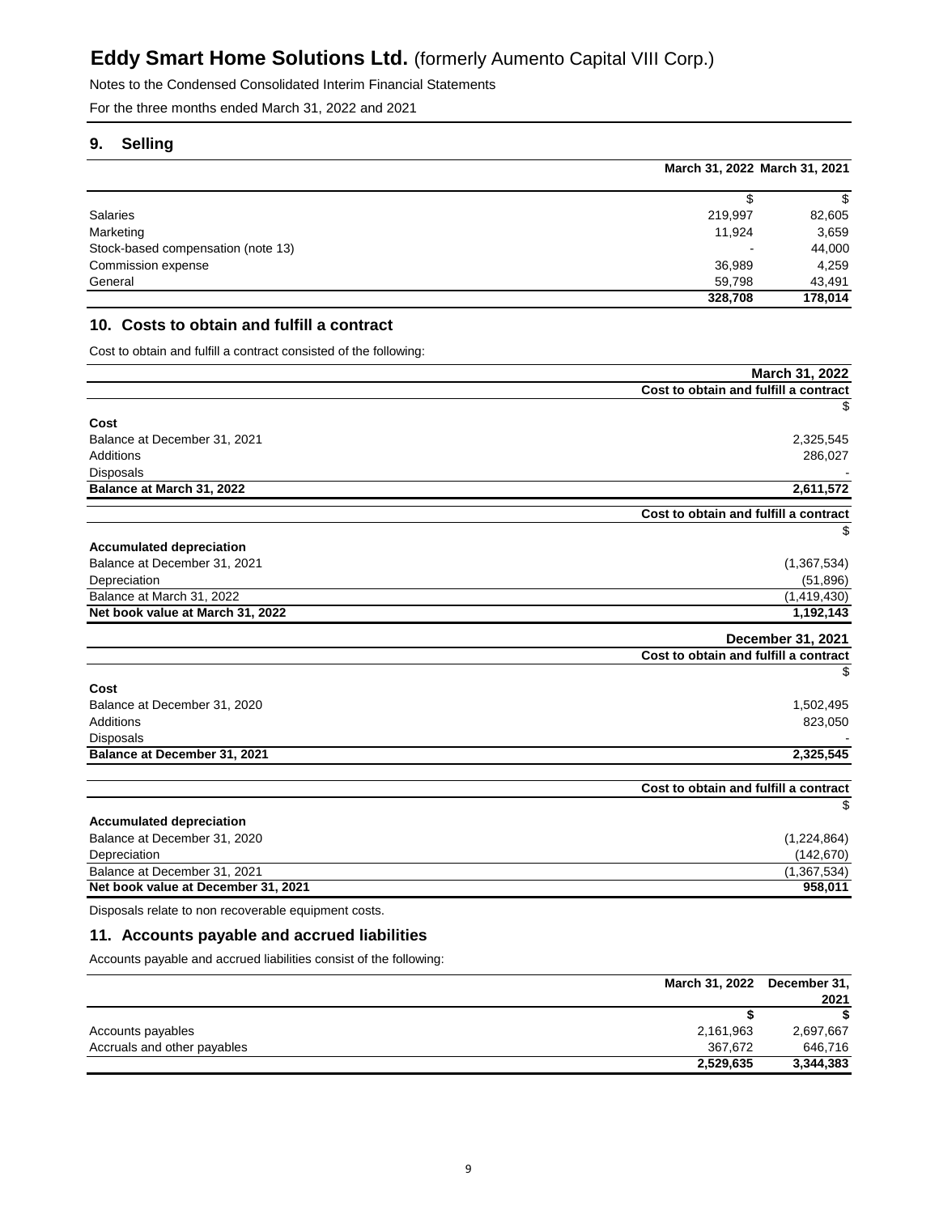## 9. Selling

| | March 31, 2022 | March 31, 2021 |
|---|---|---|
| | $ | $ |
| Salaries | 219,997 | 82,605 |
| Marketing | 11,924 | 3,659 |
| Stock-based compensation (note 13) | - | 44,000 |
| Commission expense | 36,989 | 4,259 |
| General | 59,798 | 43,491 |
| | **328,708** | **178,014** |

## 10. Costs to obtain and fulfill a contract

Cost to obtain and fulfill a contract consisted of the following:

| | March 31, 2022 |
|---|---|
| | **Cost to obtain and fulfill a contract** |
| | $ |
| **Cost** | |
| Balance at December 31, 2021 | 2,325,545 |
| Additions | 286,027 |
| Disposals | - |
| **Balance at March 31, 2022** | **2,611,572** |

| | Cost to obtain and fulfill a contract |
|---|---|
| | $ |
| **Accumulated depreciation** | |
| Balance at December 31, 2021 | (1,367,534) |
| Depreciation | (51,896) |
| Balance at March 31, 2022 | (1,419,430) |
| **Net book value at March 31, 2022** | **1,192,143** |

| | December 31, 2021 |
|---|---|
| | **Cost to obtain and fulfill a contract** |
| | $ |
| **Cost** | |
| Balance at December 31, 2020 | 1,502,495 |
| Additions | 823,050 |
| Disposals | - |
| **Balance at December 31, 2021** | **2,325,545** |

| | Cost to obtain and fulfill a contract |
|---|---|
| | $ |
| **Accumulated depreciation** | |
| Balance at December 31, 2020 | (1,224,864) |
| Depreciation | (142,670) |
| Balance at December 31, 2021 | (1,367,534) |
| **Net book value at December 31, 2021** | **958,011** |

Disposals relate to non recoverable equipment costs.

## 11. Accounts payable and accrued liabilities

Accounts payable and accrued liabilities consist of the following:

| | March 31, 2022 | December 31, 2021 |
|---|---|---|
| | **$** | **$** |
| Accounts payables | 2,161,963 | 2,697,667 |
| Accruals and other payables | 367,672 | 646,716 |
| | **2,529,635** | **3,344,383** |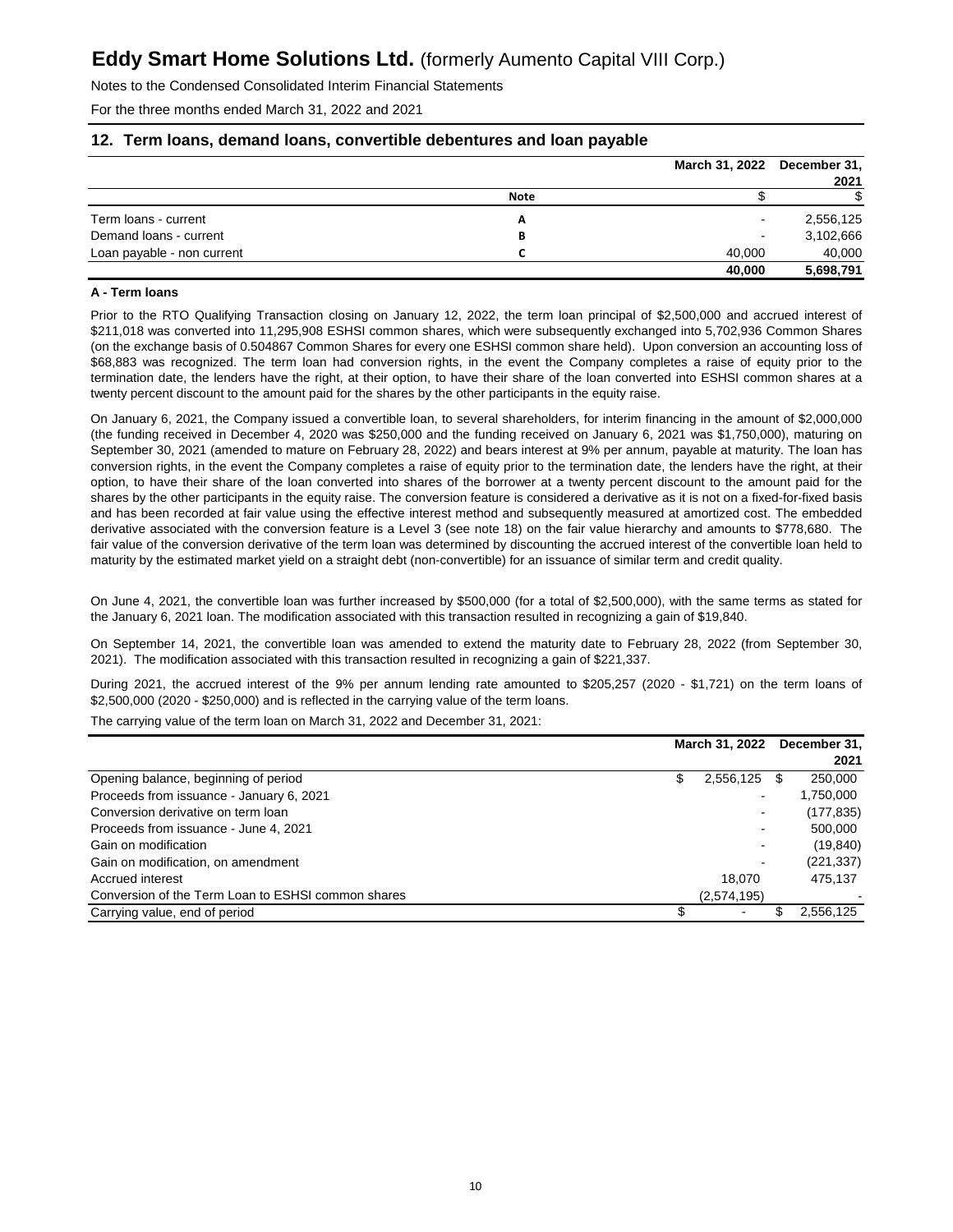## 12. Term loans, demand loans, convertible debentures and loan payable

| | Note | March 31, 2022 | December 31, 2021 |
|---|---|---|---|
| | | $ | $ |
| Term loans - current | A | - | 2,556,125 |
| Demand loans - current | B | - | 3,102,666 |
| Loan payable - non current | C | 40,000 | 40,000 |
| | | **40,000** | **5,698,791** |

**A - Term loans**

Prior to the RTO Qualifying Transaction closing on January 12, 2022, the term loan principal of $2,500,000 and accrued interest of $211,018 was converted into 11,295,908 ESHSI common shares, which were subsequently exchanged into 5,702,936 Common Shares (on the exchange basis of 0.504867 Common Shares for every one ESHSI common share held). Upon conversion an accounting loss of $68,883 was recognized. The term loan had conversion rights, in the event the Company completes a raise of equity prior to the termination date, the lenders have the right, at their option, to have their share of the loan converted into ESHSI common shares at a twenty percent discount to the amount paid for the shares by the other participants in the equity raise.

On January 6, 2021, the Company issued a convertible loan, to several shareholders, for interim financing in the amount of $2,000,000 (the funding received in December 4, 2020 was $250,000 and the funding received on January 6, 2021 was $1,750,000), maturing on September 30, 2021 (amended to mature on February 28, 2022) and bears interest at 9% per annum, payable at maturity. The loan has conversion rights, in the event the Company completes a raise of equity prior to the termination date, the lenders have the right, at their option, to have their share of the loan converted into shares of the borrower at a twenty percent discount to the amount paid for the shares by the other participants in the equity raise. The conversion feature is considered a derivative as it is not on a fixed-for-fixed basis and has been recorded at fair value using the effective interest method and subsequently measured at amortized cost. The embedded derivative associated with the conversion feature is a Level 3 (see note 18) on the fair value hierarchy and amounts to $778,680. The fair value of the conversion derivative of the term loan was determined by discounting the accrued interest of the convertible loan held to maturity by the estimated market yield on a straight debt (non-convertible) for an issuance of similar term and credit quality.

On June 4, 2021, the convertible loan was further increased by $500,000 (for a total of $2,500,000), with the same terms as stated for the January 6, 2021 loan. The modification associated with this transaction resulted in recognizing a gain of $19,840.

On September 14, 2021, the convertible loan was amended to extend the maturity date to February 28, 2022 (from September 30, 2021). The modification associated with this transaction resulted in recognizing a gain of $221,337.

During 2021, the accrued interest of the 9% per annum lending rate amounted to $205,257 (2020 - $1,721) on the term loans of $2,500,000 (2020 - $250,000) and is reflected in the carrying value of the term loans.

The carrying value of the term loan on March 31, 2022 and December 31, 2021:

| | March 31, 2022 | December 31, 2021 |
|---|---|---|
| Opening balance, beginning of period | $ 2,556,125 | $ 250,000 |
| Proceeds from issuance - January 6, 2021 | - | 1,750,000 |
| Conversion derivative on term loan | - | (177,835) |
| Proceeds from issuance - June 4, 2021 | - | 500,000 |
| Gain on modification | - | (19,840) |
| Gain on modification, on amendment | - | (221,337) |
| Accrued interest | 18,070 | 475,137 |
| Conversion of the Term Loan to ESHSI common shares | (2,574,195) | - |
| Carrying value, end of period | $ - | $ 2,556,125 |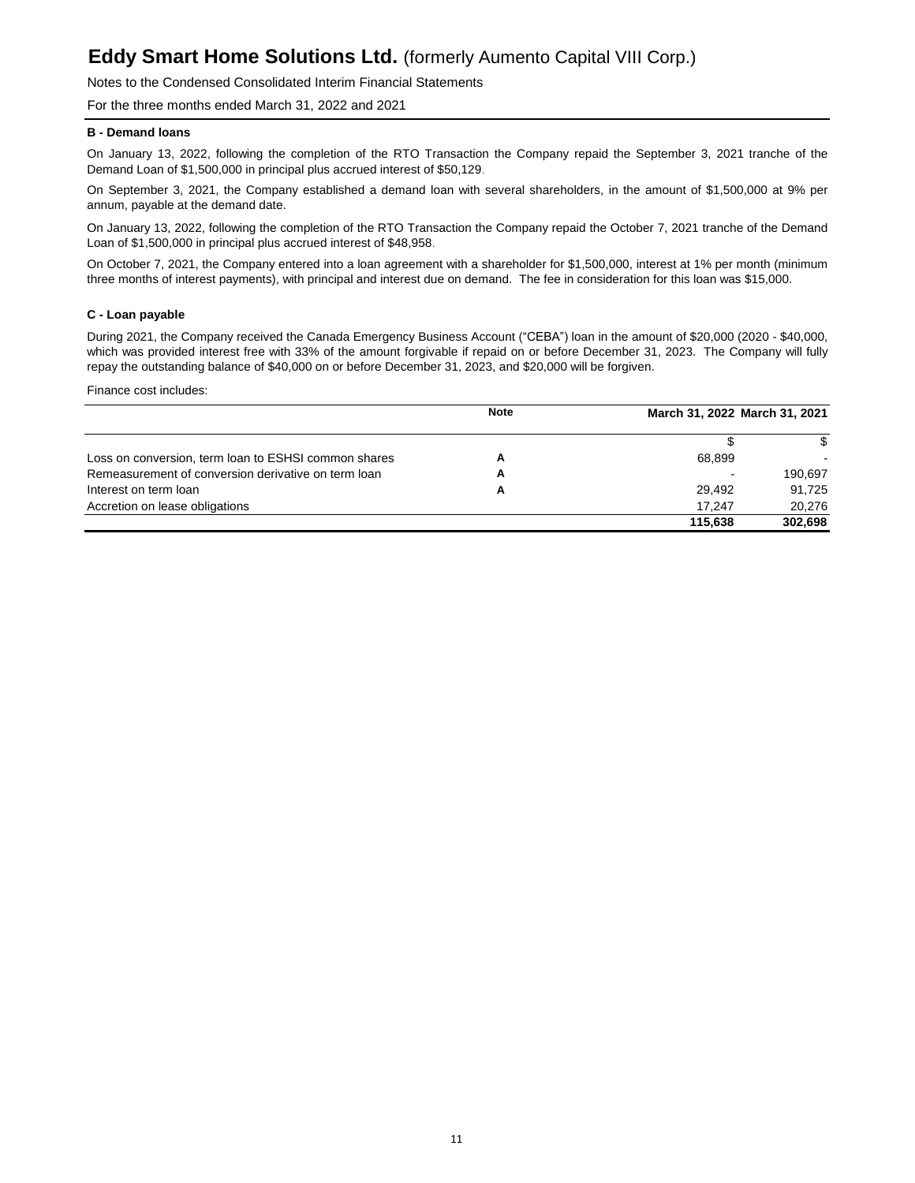**B - Demand loans**

On January 13, 2022, following the completion of the RTO Transaction the Company repaid the September 3, 2021 tranche of the Demand Loan of $1,500,000 in principal plus accrued interest of $50,129.

On September 3, 2021, the Company established a demand loan with several shareholders, in the amount of $1,500,000 at 9% per annum, payable at the demand date.

On January 13, 2022, following the completion of the RTO Transaction the Company repaid the October 7, 2021 tranche of the Demand Loan of $1,500,000 in principal plus accrued interest of $48,958.

On October 7, 2021, the Company entered into a loan agreement with a shareholder for $1,500,000, interest at 1% per month (minimum three months of interest payments), with principal and interest due on demand. The fee in consideration for this loan was $15,000.

**C - Loan payable**

During 2021, the Company received the Canada Emergency Business Account ("CEBA") loan in the amount of $20,000 (2020 - $40,000, which was provided interest free with 33% of the amount forgivable if repaid on or before December 31, 2023. The Company will fully repay the outstanding balance of $40,000 on or before December 31, 2023, and $20,000 will be forgiven.

Finance cost includes:

| | Note | March 31, 2022 | March 31, 2021 |
|---|---|---|---|
| | | $ | $ |
| Loss on conversion, term loan to ESHSI common shares | A | 68,899 | - |
| Remeasurement of conversion derivative on term loan | A | - | 190,697 |
| Interest on term loan | A | 29,492 | 91,725 |
| Accretion on lease obligations | | 17,247 | 20,276 |
| | | **115,638** | **302,698** |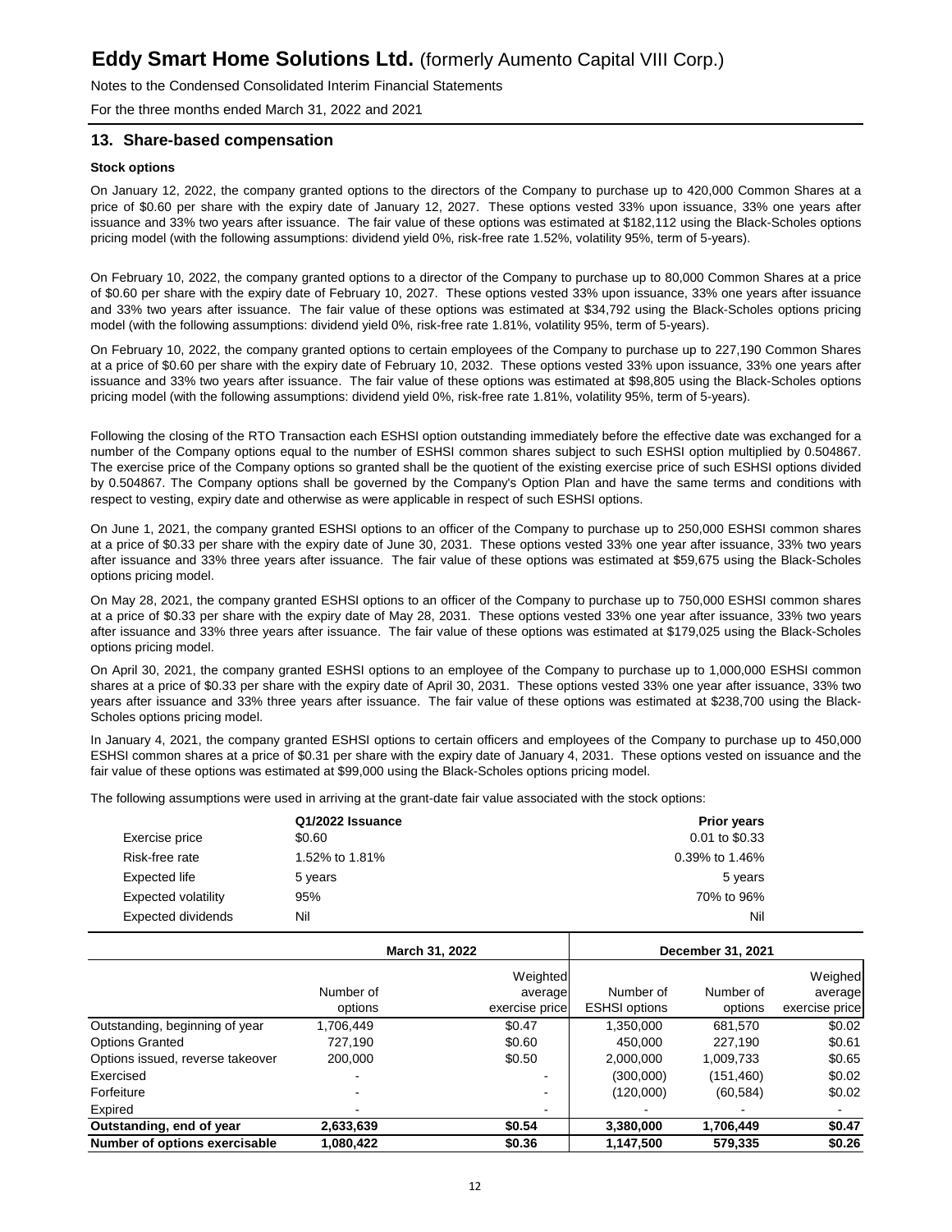## 13. Share-based compensation

**Stock options**

On January 12, 2022, the company granted options to the directors of the Company to purchase up to 420,000 Common Shares at a price of $0.60 per share with the expiry date of January 12, 2027. These options vested 33% upon issuance, 33% one years after issuance and 33% two years after issuance. The fair value of these options was estimated at $182,112 using the Black-Scholes options pricing model (with the following assumptions: dividend yield 0%, risk-free rate 1.52%, volatility 95%, term of 5-years).

On February 10, 2022, the company granted options to a director of the Company to purchase up to 80,000 Common Shares at a price of $0.60 per share with the expiry date of February 10, 2027. These options vested 33% upon issuance, 33% one years after issuance and 33% two years after issuance. The fair value of these options was estimated at $34,792 using the Black-Scholes options pricing model (with the following assumptions: dividend yield 0%, risk-free rate 1.81%, volatility 95%, term of 5-years).

On February 10, 2022, the company granted options to certain employees of the Company to purchase up to 227,190 Common Shares at a price of $0.60 per share with the expiry date of February 10, 2032. These options vested 33% upon issuance, 33% one years after issuance and 33% two years after issuance. The fair value of these options was estimated at $98,805 using the Black-Scholes options pricing model (with the following assumptions: dividend yield 0%, risk-free rate 1.81%, volatility 95%, term of 5-years).

Following the closing of the RTO Transaction each ESHSI option outstanding immediately before the effective date was exchanged for a number of the Company options equal to the number of ESHSI common shares subject to such ESHSI option multiplied by 0.504867. The exercise price of the Company options so granted shall be the quotient of the existing exercise price of such ESHSI options divided by 0.504867. The Company options shall be governed by the Company's Option Plan and have the same terms and conditions with respect to vesting, expiry date and otherwise as were applicable in respect of such ESHSI options.

On June 1, 2021, the company granted ESHSI options to an officer of the Company to purchase up to 250,000 ESHSI common shares at a price of $0.33 per share with the expiry date of June 30, 2031. These options vested 33% one year after issuance, 33% two years after issuance and 33% three years after issuance. The fair value of these options was estimated at $59,675 using the Black-Scholes options pricing model.

On May 28, 2021, the company granted ESHSI options to an officer of the Company to purchase up to 750,000 ESHSI common shares at a price of $0.33 per share with the expiry date of May 28, 2031. These options vested 33% one year after issuance, 33% two years after issuance and 33% three years after issuance. The fair value of these options was estimated at $179,025 using the Black-Scholes options pricing model.

On April 30, 2021, the company granted ESHSI options to an employee of the Company to purchase up to 1,000,000 ESHSI common shares at a price of $0.33 per share with the expiry date of April 30, 2031. These options vested 33% one year after issuance, 33% two years after issuance and 33% three years after issuance. The fair value of these options was estimated at $238,700 using the Black-Scholes options pricing model.

In January 4, 2021, the company granted ESHSI options to certain officers and employees of the Company to purchase up to 450,000 ESHSI common shares at a price of $0.31 per share with the expiry date of January 4, 2031. These options vested on issuance and the fair value of these options was estimated at $99,000 using the Black-Scholes options pricing model.

The following assumptions were used in arriving at the grant-date fair value associated with the stock options:

| | Q1/2022 Issuance | Prior years |
|---|---|---|
| Exercise price | $0.60 | 0.01 to $0.33 |
| Risk-free rate | 1.52% to 1.81% | 0.39% to 1.46% |
| Expected life | 5 years | 5 years |
| Expected volatility | 95% | 70% to 96% |
| Expected dividends | Nil | Nil |

| | March 31, 2022 | | December 31, 2021 | | |
|---|---|---|---|---|---|
| | Number of options | Weighted average exercise price | Number of ESHSI options | Number of options | Weighed average exercise price |
| Outstanding, beginning of year | 1,706,449 | $0.47 | 1,350,000 | 681,570 | $0.02 |
| Options Granted | 727,190 | $0.60 | 450,000 | 227,190 | $0.61 |
| Options issued, reverse takeover | 200,000 | $0.50 | 2,000,000 | 1,009,733 | $0.65 |
| Exercised | - | - | (300,000) | (151,460) | $0.02 |
| Forfeiture | - | - | (120,000) | (60,584) | $0.02 |
| Expired | - | - | - | - | - |
| **Outstanding, end of year** | **2,633,639** | **$0.54** | **3,380,000** | **1,706,449** | **$0.47** |
| **Number of options exercisable** | **1,080,422** | **$0.36** | **1,147,500** | **579,335** | **$0.26** |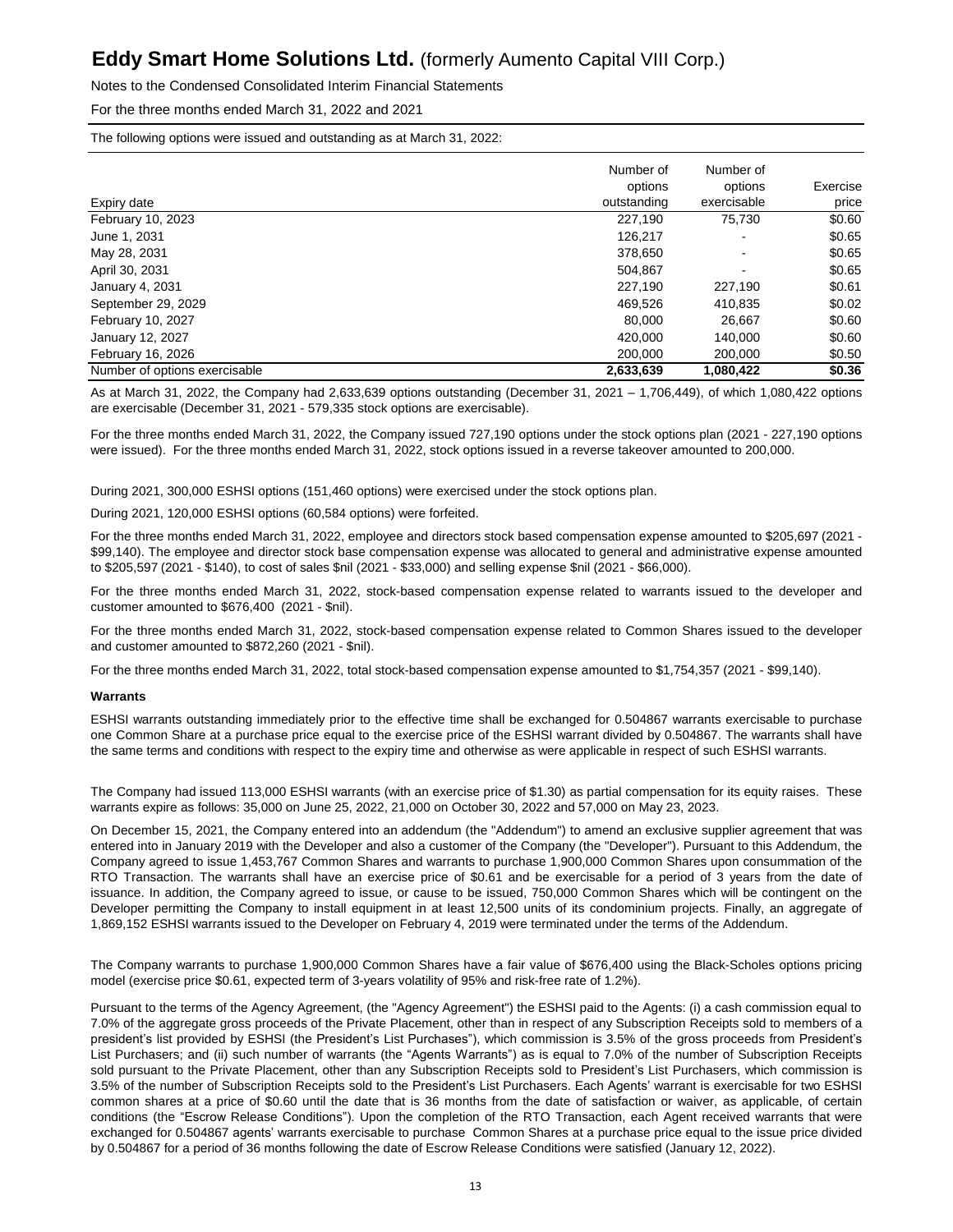The following options were issued and outstanding as at March 31, 2022:

| Expiry date | Number of options outstanding | Number of options exercisable | Exercise price |
|---|---|---|---|
| February 10, 2023 | 227,190 | 75,730 | $0.60 |
| June 1, 2031 | 126,217 | - | $0.65 |
| May 28, 2031 | 378,650 | - | $0.65 |
| April 30, 2031 | 504,867 | - | $0.65 |
| January 4, 2031 | 227,190 | 227,190 | $0.61 |
| September 29, 2029 | 469,526 | 410,835 | $0.02 |
| February 10, 2027 | 80,000 | 26,667 | $0.60 |
| January 12, 2027 | 420,000 | 140,000 | $0.60 |
| February 16, 2026 | 200,000 | 200,000 | $0.50 |
| Number of options exercisable | **2,633,639** | **1,080,422** | **$0.36** |

As at March 31, 2022, the Company had 2,633,639 options outstanding (December 31, 2021 – 1,706,449), of which 1,080,422 options are exercisable (December 31, 2021 - 579,335 stock options are exercisable).

For the three months ended March 31, 2022, the Company issued 727,190 options under the stock options plan (2021 - 227,190 options were issued). For the three months ended March 31, 2022, stock options issued in a reverse takeover amounted to 200,000.

During 2021, 300,000 ESHSI options (151,460 options) were exercised under the stock options plan.

During 2021, 120,000 ESHSI options (60,584 options) were forfeited.

For the three months ended March 31, 2022, employee and directors stock based compensation expense amounted to $205,697 (2021 - $99,140). The employee and director stock base compensation expense was allocated to general and administrative expense amounted to $205,597 (2021 - $140), to cost of sales $nil (2021 - $33,000) and selling expense $nil (2021 - $66,000).

For the three months ended March 31, 2022, stock-based compensation expense related to warrants issued to the developer and customer amounted to $676,400 (2021 - $nil).

For the three months ended March 31, 2022, stock-based compensation expense related to Common Shares issued to the developer and customer amounted to $872,260 (2021 - $nil).

For the three months ended March 31, 2022, total stock-based compensation expense amounted to $1,754,357 (2021 - $99,140).

**Warrants**

ESHSI warrants outstanding immediately prior to the effective time shall be exchanged for 0.504867 warrants exercisable to purchase one Common Share at a purchase price equal to the exercise price of the ESHSI warrant divided by 0.504867. The warrants shall have the same terms and conditions with respect to the expiry time and otherwise as were applicable in respect of such ESHSI warrants.

The Company had issued 113,000 ESHSI warrants (with an exercise price of $1.30) as partial compensation for its equity raises. These warrants expire as follows: 35,000 on June 25, 2022, 21,000 on October 30, 2022 and 57,000 on May 23, 2023.

On December 15, 2021, the Company entered into an addendum (the "Addendum") to amend an exclusive supplier agreement that was entered into in January 2019 with the Developer and also a customer of the Company (the "Developer"). Pursuant to this Addendum, the Company agreed to issue 1,453,767 Common Shares and warrants to purchase 1,900,000 Common Shares upon consummation of the RTO Transaction. The warrants shall have an exercise price of $0.61 and be exercisable for a period of 3 years from the date of issuance. In addition, the Company agreed to issue, or cause to be issued, 750,000 Common Shares which will be contingent on the Developer permitting the Company to install equipment in at least 12,500 units of its condominium projects. Finally, an aggregate of 1,869,152 ESHSI warrants issued to the Developer on February 4, 2019 were terminated under the terms of the Addendum.

The Company warrants to purchase 1,900,000 Common Shares have a fair value of $676,400 using the Black-Scholes options pricing model (exercise price $0.61, expected term of 3-years volatility of 95% and risk-free rate of 1.2%).

Pursuant to the terms of the Agency Agreement, (the "Agency Agreement") the ESHSI paid to the Agents: (i) a cash commission equal to 7.0% of the aggregate gross proceeds of the Private Placement, other than in respect of any Subscription Receipts sold to members of a president's list provided by ESHSI (the President's List Purchases"), which commission is 3.5% of the gross proceeds from President's List Purchasers; and (ii) such number of warrants (the "Agents Warrants") as is equal to 7.0% of the number of Subscription Receipts sold pursuant to the Private Placement, other than any Subscription Receipts sold to President's List Purchasers, which commission is 3.5% of the number of Subscription Receipts sold to the President's List Purchasers. Each Agents' warrant is exercisable for two ESHSI common shares at a price of $0.60 until the date that is 36 months from the date of satisfaction or waiver, as applicable, of certain conditions (the "Escrow Release Conditions"). Upon the completion of the RTO Transaction, each Agent received warrants that were exchanged for 0.504867 agents' warrants exercisable to purchase Common Shares at a purchase price equal to the issue price divided by 0.504867 for a period of 36 months following the date of Escrow Release Conditions were satisfied (January 12, 2022).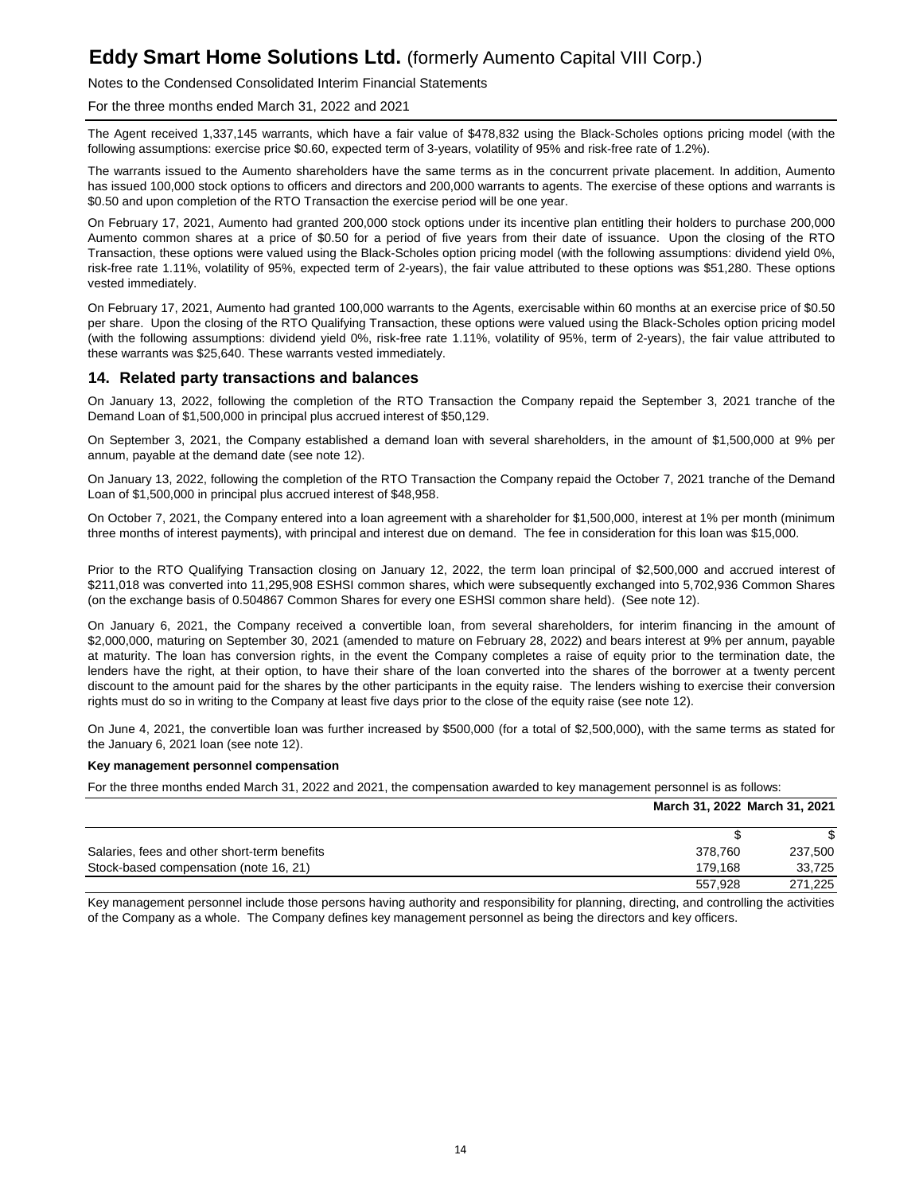The Agent received 1,337,145 warrants, which have a fair value of $478,832 using the Black-Scholes options pricing model (with the following assumptions: exercise price $0.60, expected term of 3-years, volatility of 95% and risk-free rate of 1.2%).

The warrants issued to the Aumento shareholders have the same terms as in the concurrent private placement. In addition, Aumento has issued 100,000 stock options to officers and directors and 200,000 warrants to agents. The exercise of these options and warrants is $0.50 and upon completion of the RTO Transaction the exercise period will be one year.

On February 17, 2021, Aumento had granted 200,000 stock options under its incentive plan entitling their holders to purchase 200,000 Aumento common shares at a price of $0.50 for a period of five years from their date of issuance. Upon the closing of the RTO Transaction, these options were valued using the Black-Scholes option pricing model (with the following assumptions: dividend yield 0%, risk-free rate 1.11%, volatility of 95%, expected term of 2-years), the fair value attributed to these options was $51,280. These options vested immediately.

On February 17, 2021, Aumento had granted 100,000 warrants to the Agents, exercisable within 60 months at an exercise price of $0.50 per share. Upon the closing of the RTO Qualifying Transaction, these options were valued using the Black-Scholes option pricing model (with the following assumptions: dividend yield 0%, risk-free rate 1.11%, volatility of 95%, term of 2-years), the fair value attributed to these warrants was $25,640. These warrants vested immediately.

## 14. Related party transactions and balances

On January 13, 2022, following the completion of the RTO Transaction the Company repaid the September 3, 2021 tranche of the Demand Loan of $1,500,000 in principal plus accrued interest of $50,129.

On September 3, 2021, the Company established a demand loan with several shareholders, in the amount of $1,500,000 at 9% per annum, payable at the demand date (see note 12).

On January 13, 2022, following the completion of the RTO Transaction the Company repaid the October 7, 2021 tranche of the Demand Loan of $1,500,000 in principal plus accrued interest of $48,958.

On October 7, 2021, the Company entered into a loan agreement with a shareholder for $1,500,000, interest at 1% per month (minimum three months of interest payments), with principal and interest due on demand. The fee in consideration for this loan was $15,000.

Prior to the RTO Qualifying Transaction closing on January 12, 2022, the term loan principal of $2,500,000 and accrued interest of $211,018 was converted into 11,295,908 ESHSI common shares, which were subsequently exchanged into 5,702,936 Common Shares (on the exchange basis of 0.504867 Common Shares for every one ESHSI common share held). (See note 12).

On January 6, 2021, the Company received a convertible loan, from several shareholders, for interim financing in the amount of $2,000,000, maturing on September 30, 2021 (amended to mature on February 28, 2022) and bears interest at 9% per annum, payable at maturity. The loan has conversion rights, in the event the Company completes a raise of equity prior to the termination date, the lenders have the right, at their option, to have their share of the loan converted into the shares of the borrower at a twenty percent discount to the amount paid for the shares by the other participants in the equity raise. The lenders wishing to exercise their conversion rights must do so in writing to the Company at least five days prior to the close of the equity raise (see note 12).

On June 4, 2021, the convertible loan was further increased by $500,000 (for a total of $2,500,000), with the same terms as stated for the January 6, 2021 loan (see note 12).

**Key management personnel compensation**

For the three months ended March 31, 2022 and 2021, the compensation awarded to key management personnel is as follows:

| | March 31, 2022 | March 31, 2021 |
|---|---|---|
| | $ | $ |
| Salaries, fees and other short-term benefits | 378,760 | 237,500 |
| Stock-based compensation (note 16, 21) | 179,168 | 33,725 |
| | 557,928 | 271,225 |

Key management personnel include those persons having authority and responsibility for planning, directing, and controlling the activities of the Company as a whole. The Company defines key management personnel as being the directors and key officers.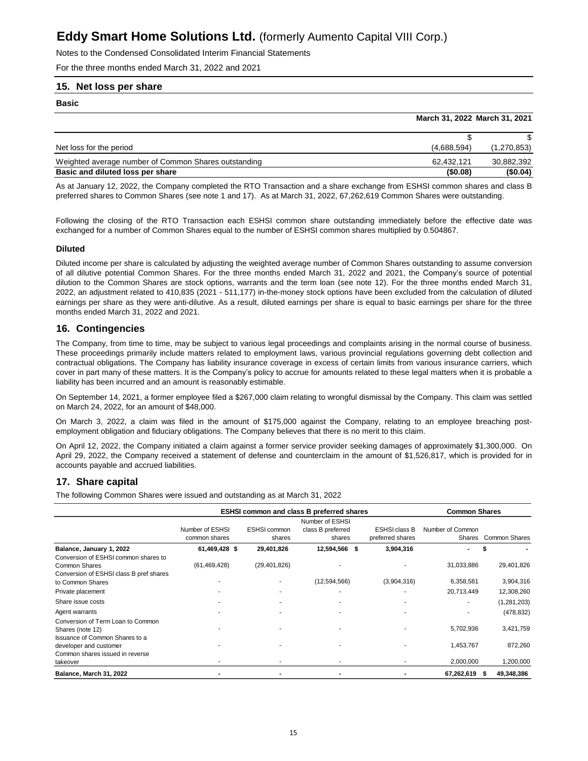## 15. Net loss per share

**Basic**

| | March 31, 2022 | March 31, 2021 |
|---|---|---|
| | $ | $ |
| Net loss for the period | (4,688,594) | (1,270,853) |
| Weighted average number of Common Shares outstanding | 62,432,121 | 30,882,392 |
| **Basic and diluted loss per share** | **($0.08)** | **($0.04)** |

As at January 12, 2022, the Company completed the RTO Transaction and a share exchange from ESHSI common shares and class B preferred shares to Common Shares (see note 1 and 17). As at March 31, 2022, 67,262,619 Common Shares were outstanding.

Following the closing of the RTO Transaction each ESHSI common share outstanding immediately before the effective date was exchanged for a number of Common Shares equal to the number of ESHSI common shares multiplied by 0.504867.

**Diluted**

Diluted income per share is calculated by adjusting the weighted average number of Common Shares outstanding to assume conversion of all dilutive potential Common Shares. For the three months ended March 31, 2022 and 2021, the Company's source of potential dilution to the Common Shares are stock options, warrants and the term loan (see note 12). For the three months ended March 31, 2022, an adjustment related to 410,835 (2021 - 511,177) in-the-money stock options have been excluded from the calculation of diluted earnings per share as they were anti-dilutive. As a result, diluted earnings per share is equal to basic earnings per share for the three months ended March 31, 2022 and 2021.

## 16. Contingencies

The Company, from time to time, may be subject to various legal proceedings and complaints arising in the normal course of business. These proceedings primarily include matters related to employment laws, various provincial regulations governing debt collection and contractual obligations. The Company has liability insurance coverage in excess of certain limits from various insurance carriers, which cover in part many of these matters. It is the Company's policy to accrue for amounts related to these legal matters when it is probable a liability has been incurred and an amount is reasonably estimable.

On September 14, 2021, a former employee filed a $267,000 claim relating to wrongful dismissal by the Company. This claim was settled on March 24, 2022, for an amount of $48,000.

On March 3, 2022, a claim was filed in the amount of $175,000 against the Company, relating to an employee breaching post-employment obligation and fiduciary obligations. The Company believes that there is no merit to this claim.

On April 12, 2022, the Company initiated a claim against a former service provider seeking damages of approximately $1,300,000. On April 29, 2022, the Company received a statement of defense and counterclaim in the amount of $1,526,817, which is provided for in accounts payable and accrued liabilities.

## 17. Share capital

The following Common Shares were issued and outstanding as at March 31, 2022

| | ESHSI common and class B preferred shares | | | | Common Shares | |
|---|---|---|---|---|---|---|
| | Number of ESHSI common shares | ESHSI common shares | Number of ESHSI class B preferred shares | ESHSI class B preferred shares | Number of Common Shares | Common Shares |
| **Balance, January 1, 2022** | **61,469,428 $** | **29,401,826** | **12,594,566 $** | **3,904,316** | **-** | **$ -** |
| Conversion of ESHSI common shares to Common Shares | (61,469,428) | (29,401,826) | - | - | 31,033,886 | 29,401,826 |
| Conversion of ESHSI class B pref shares to Common Shares | - | - | (12,594,566) | (3,904,316) | 6,358,581 | 3,904,316 |
| Private placement | - | - | - | - | 20,713,449 | 12,308,260 |
| Share issue costs | - | - | - | - | - | (1,281,203) |
| Agent warrants | - | - | - | - | - | (478,832) |
| Conversion of Term Loan to Common Shares (note 12) | - | - | - | - | 5,702,936 | 3,421,759 |
| Issuance of Common Shares to a developer and customer | - | - | - | - | 1,453,767 | 872,260 |
| Common shares issued in reverse takeover | - | - | - | - | 2,000,000 | 1,200,000 |
| **Balance, March 31, 2022** | **-** | **-** | **-** | **-** | **67,262,619** | **$ 49,348,386** |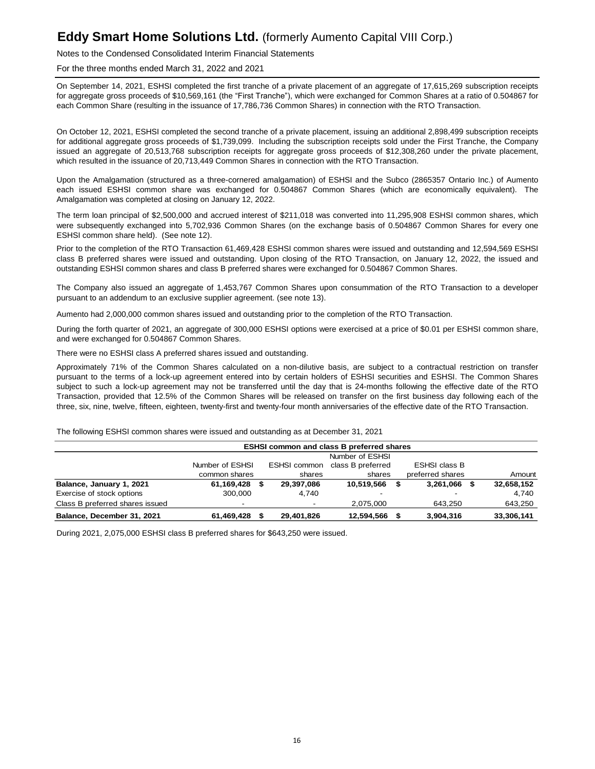On September 14, 2021, ESHSI completed the first tranche of a private placement of an aggregate of 17,615,269 subscription receipts for aggregate gross proceeds of $10,569,161 (the "First Tranche"), which were exchanged for Common Shares at a ratio of 0.504867 for each Common Share (resulting in the issuance of 17,786,736 Common Shares) in connection with the RTO Transaction.

On October 12, 2021, ESHSI completed the second tranche of a private placement, issuing an additional 2,898,499 subscription receipts for additional aggregate gross proceeds of $1,739,099. Including the subscription receipts sold under the First Tranche, the Company issued an aggregate of 20,513,768 subscription receipts for aggregate gross proceeds of $12,308,260 under the private placement, which resulted in the issuance of 20,713,449 Common Shares in connection with the RTO Transaction.

Upon the Amalgamation (structured as a three-cornered amalgamation) of ESHSI and the Subco (2865357 Ontario Inc.) of Aumento each issued ESHSI common share was exchanged for 0.504867 Common Shares (which are economically equivalent). The Amalgamation was completed at closing on January 12, 2022.

The term loan principal of $2,500,000 and accrued interest of $211,018 was converted into 11,295,908 ESHSI common shares, which were subsequently exchanged into 5,702,936 Common Shares (on the exchange basis of 0.504867 Common Shares for every one ESHSI common share held). (See note 12).

Prior to the completion of the RTO Transaction 61,469,428 ESHSI common shares were issued and outstanding and 12,594,569 ESHSI class B preferred shares were issued and outstanding. Upon closing of the RTO Transaction, on January 12, 2022, the issued and outstanding ESHSI common shares and class B preferred shares were exchanged for 0.504867 Common Shares.

The Company also issued an aggregate of 1,453,767 Common Shares upon consummation of the RTO Transaction to a developer pursuant to an addendum to an exclusive supplier agreement. (see note 13).

Aumento had 2,000,000 common shares issued and outstanding prior to the completion of the RTO Transaction.

During the forth quarter of 2021, an aggregate of 300,000 ESHSI options were exercised at a price of $0.01 per ESHSI common share, and were exchanged for 0.504867 Common Shares.

There were no ESHSI class A preferred shares issued and outstanding.

Approximately 71% of the Common Shares calculated on a non-dilutive basis, are subject to a contractual restriction on transfer pursuant to the terms of a lock-up agreement entered into by certain holders of ESHSI securities and ESHSI. The Common Shares subject to such a lock-up agreement may not be transferred until the day that is 24-months following the effective date of the RTO Transaction, provided that 12.5% of the Common Shares will be released on transfer on the first business day following each of the three, six, nine, twelve, fifteen, eighteen, twenty-first and twenty-four month anniversaries of the effective date of the RTO Transaction.

The following ESHSI common shares were issued and outstanding as at December 31, 2021

| | ESHSI common and class B preferred shares | | | | |
|---|---|---|---|---|---|
| | Number of ESHSI common shares | ESHSI common shares | Number of ESHSI class B preferred shares | ESHSI class B preferred shares | Amount |
| **Balance, January 1, 2021** | **61,169,428** | **$ 29,397,086** | **10,519,566** | **$ 3,261,066** | **$ 32,658,152** |
| Exercise of stock options | 300,000 | 4,740 | - | - | 4,740 |
| Class B preferred shares issued | - | - | 2,075,000 | 643,250 | 643,250 |
| **Balance, December 31, 2021** | **61,469,428** | **$ 29,401,826** | **12,594,566** | **$ 3,904,316** | **33,306,141** |

During 2021, 2,075,000 ESHSI class B preferred shares for $643,250 were issued.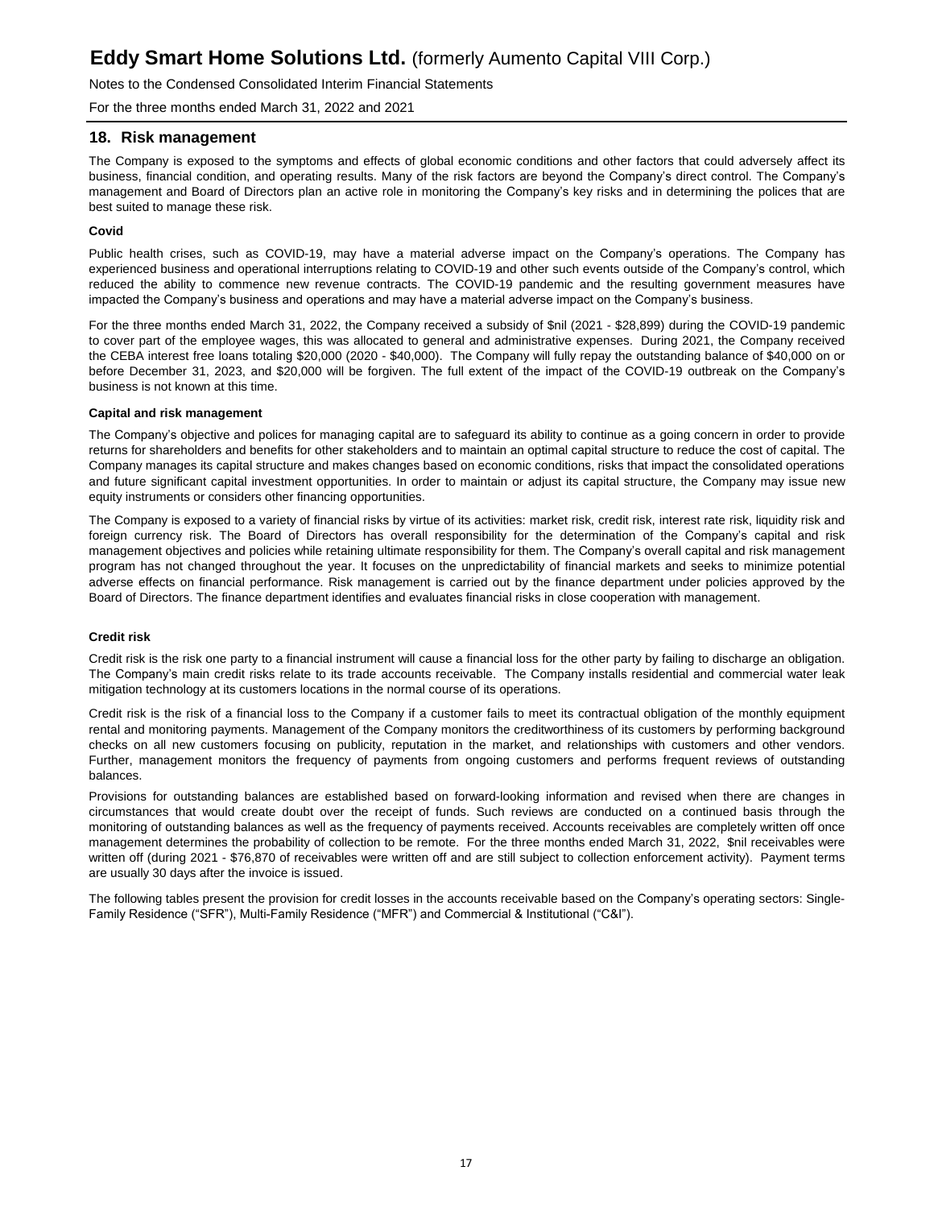## 18. Risk management

The Company is exposed to the symptoms and effects of global economic conditions and other factors that could adversely affect its business, financial condition, and operating results. Many of the risk factors are beyond the Company's direct control. The Company's management and Board of Directors plan an active role in monitoring the Company's key risks and in determining the polices that are best suited to manage these risk.

**Covid**

Public health crises, such as COVID-19, may have a material adverse impact on the Company's operations. The Company has experienced business and operational interruptions relating to COVID-19 and other such events outside of the Company's control, which reduced the ability to commence new revenue contracts. The COVID-19 pandemic and the resulting government measures have impacted the Company's business and operations and may have a material adverse impact on the Company's business.

For the three months ended March 31, 2022, the Company received a subsidy of $nil (2021 - $28,899) during the COVID-19 pandemic to cover part of the employee wages, this was allocated to general and administrative expenses. During 2021, the Company received the CEBA interest free loans totaling $20,000 (2020 - $40,000). The Company will fully repay the outstanding balance of $40,000 on or before December 31, 2023, and $20,000 will be forgiven. The full extent of the impact of the COVID-19 outbreak on the Company's business is not known at this time.

**Capital and risk management**

The Company's objective and polices for managing capital are to safeguard its ability to continue as a going concern in order to provide returns for shareholders and benefits for other stakeholders and to maintain an optimal capital structure to reduce the cost of capital. The Company manages its capital structure and makes changes based on economic conditions, risks that impact the consolidated operations and future significant capital investment opportunities. In order to maintain or adjust its capital structure, the Company may issue new equity instruments or considers other financing opportunities.

The Company is exposed to a variety of financial risks by virtue of its activities: market risk, credit risk, interest rate risk, liquidity risk and foreign currency risk. The Board of Directors has overall responsibility for the determination of the Company's capital and risk management objectives and policies while retaining ultimate responsibility for them. The Company's overall capital and risk management program has not changed throughout the year. It focuses on the unpredictability of financial markets and seeks to minimize potential adverse effects on financial performance. Risk management is carried out by the finance department under policies approved by the Board of Directors. The finance department identifies and evaluates financial risks in close cooperation with management.

**Credit risk**

Credit risk is the risk one party to a financial instrument will cause a financial loss for the other party by failing to discharge an obligation. The Company's main credit risks relate to its trade accounts receivable. The Company installs residential and commercial water leak mitigation technology at its customers locations in the normal course of its operations.

Credit risk is the risk of a financial loss to the Company if a customer fails to meet its contractual obligation of the monthly equipment rental and monitoring payments. Management of the Company monitors the creditworthiness of its customers by performing background checks on all new customers focusing on publicity, reputation in the market, and relationships with customers and other vendors. Further, management monitors the frequency of payments from ongoing customers and performs frequent reviews of outstanding balances.

Provisions for outstanding balances are established based on forward-looking information and revised when there are changes in circumstances that would create doubt over the receipt of funds. Such reviews are conducted on a continued basis through the monitoring of outstanding balances as well as the frequency of payments received. Accounts receivables are completely written off once management determines the probability of collection to be remote. For the three months ended March 31, 2022, $nil receivables were written off (during 2021 - $76,870 of receivables were written off and are still subject to collection enforcement activity). Payment terms are usually 30 days after the invoice is issued.

The following tables present the provision for credit losses in the accounts receivable based on the Company's operating sectors: Single-Family Residence ("SFR"), Multi-Family Residence ("MFR") and Commercial & Institutional ("C&I").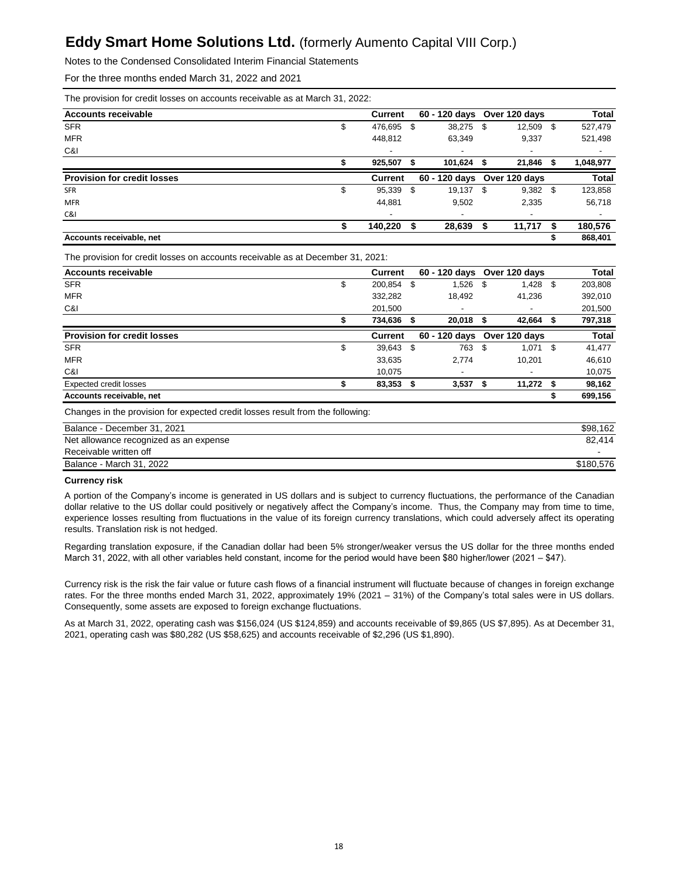The provision for credit losses on accounts receivable as at March 31, 2022:

| Accounts receivable | Current | 60 - 120 days | Over 120 days | Total |
|---|---|---|---|---|
| SFR | $ 476,695 | $ 38,275 | $ 12,509 | $ 527,479 |
| MFR | 448,812 | 63,349 | 9,337 | 521,498 |
| C&I | - | - | - | - |
| | **$ 925,507** | **$ 101,624** | **$ 21,846** | **$ 1,048,977** |
| **Provision for credit losses** | **Current** | **60 - 120 days** | **Over 120 days** | **Total** |
| SFR | $ 95,339 | $ 19,137 | $ 9,382 | $ 123,858 |
| MFR | 44,881 | 9,502 | 2,335 | 56,718 |
| C&I | - | - | - | - |
| | **$ 140,220** | **$ 28,639** | **$ 11,717** | **$ 180,576** |
| **Accounts receivable, net** | | | | **$ 868,401** |

The provision for credit losses on accounts receivable as at December 31, 2021:

| Accounts receivable | Current | 60 - 120 days | Over 120 days | Total |
|---|---|---|---|---|
| SFR | $ 200,854 | $ 1,526 | $ 1,428 | $ 203,808 |
| MFR | 332,282 | 18,492 | 41,236 | 392,010 |
| C&I | 201,500 | - | - | 201,500 |
| | **$ 734,636** | **$ 20,018** | **$ 42,664** | **$ 797,318** |
| **Provision for credit losses** | **Current** | **60 - 120 days** | **Over 120 days** | **Total** |
| SFR | $ 39,643 | $ 763 | $ 1,071 | $ 41,477 |
| MFR | 33,635 | 2,774 | 10,201 | 46,610 |
| C&I | 10,075 | - | - | 10,075 |
| Expected credit losses | **$ 83,353** | **$ 3,537** | **$ 11,272** | **$ 98,162** |
| **Accounts receivable, net** | | | | **$ 699,156** |

Changes in the provision for expected credit losses result from the following:

| | |
|---|---|
| Balance - December 31, 2021 | $98,162 |
| Net allowance recognized as an expense | 82,414 |
| Receivable written off | - |
| Balance - March 31, 2022 | $180,576 |

**Currency risk**

A portion of the Company's income is generated in US dollars and is subject to currency fluctuations, the performance of the Canadian dollar relative to the US dollar could positively or negatively affect the Company's income. Thus, the Company may from time to time, experience losses resulting from fluctuations in the value of its foreign currency translations, which could adversely affect its operating results. Translation risk is not hedged.

Regarding translation exposure, if the Canadian dollar had been 5% stronger/weaker versus the US dollar for the three months ended March 31, 2022, with all other variables held constant, income for the period would have been $80 higher/lower (2021 – $47).

Currency risk is the risk the fair value or future cash flows of a financial instrument will fluctuate because of changes in foreign exchange rates. For the three months ended March 31, 2022, approximately 19% (2021 – 31%) of the Company's total sales were in US dollars. Consequently, some assets are exposed to foreign exchange fluctuations.

As at March 31, 2022, operating cash was $156,024 (US $124,859) and accounts receivable of $9,865 (US $7,895). As at December 31, 2021, operating cash was $80,282 (US $58,625) and accounts receivable of $2,296 (US $1,890).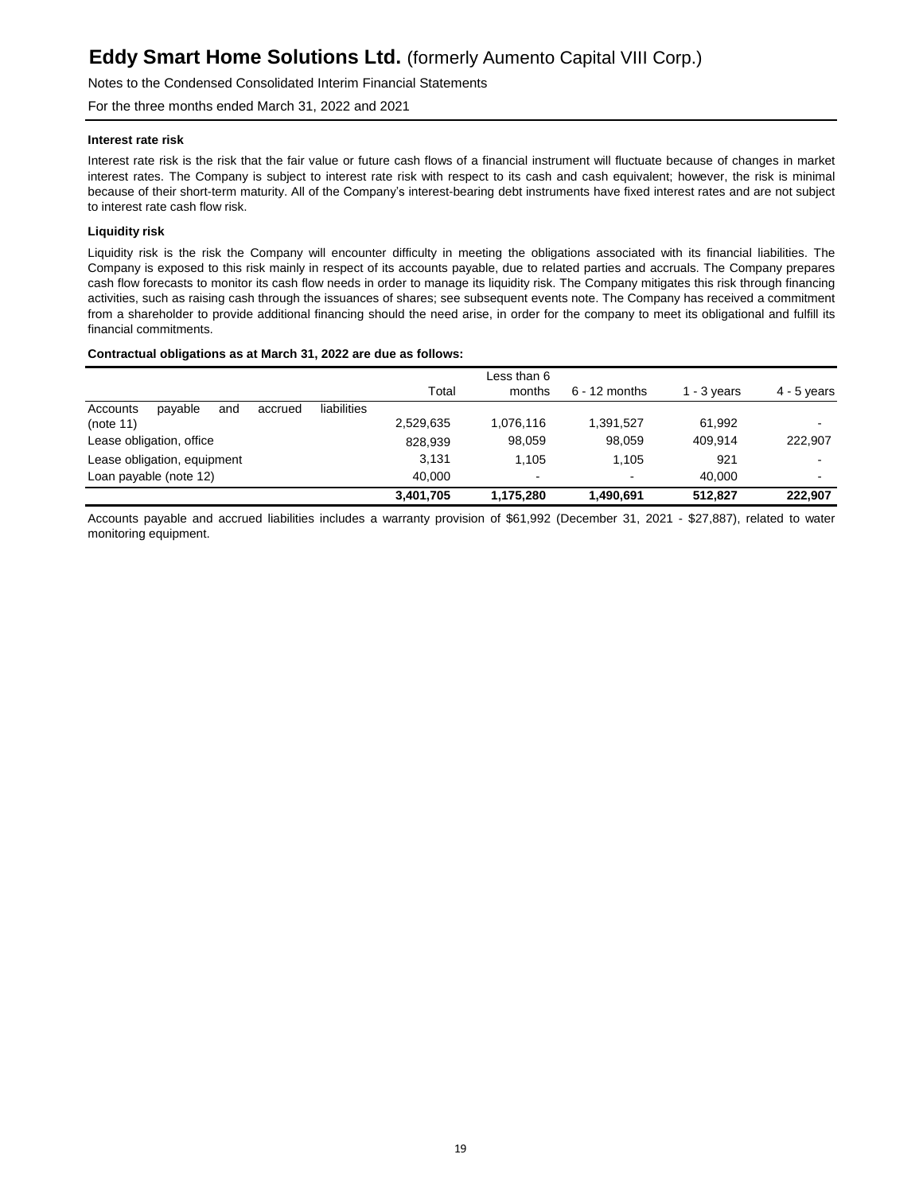#### Interest rate risk

Interest rate risk is the risk that the fair value or future cash flows of a financial instrument will fluctuate because of changes in market interest rates. The Company is subject to interest rate risk with respect to its cash and cash equivalent; however, the risk is minimal because of their short-term maturity. All of the Company's interest-bearing debt instruments have fixed interest rates and are not subject to interest rate cash flow risk.

#### Liquidity risk

Liquidity risk is the risk the Company will encounter difficulty in meeting the obligations associated with its financial liabilities. The Company is exposed to this risk mainly in respect of its accounts payable, due to related parties and accruals. The Company prepares cash flow forecasts to monitor its cash flow needs in order to manage its liquidity risk. The Company mitigates this risk through financing activities, such as raising cash through the issuances of shares; see subsequent events note. The Company has received a commitment from a shareholder to provide additional financing should the need arise, in order for the company to meet its obligational and fulfill its financial commitments.

**Contractual obligations as at March 31, 2022 are due as follows:**

| | Total | Less than 6 months | 6 - 12 months | 1 - 3 years | 4 - 5 years |
|---|---|---|---|---|---|
| Accounts payable and accrued liabilities (note 11) | 2,529,635 | 1,076,116 | 1,391,527 | 61,992 | - |
| Lease obligation, office | 828,939 | 98,059 | 98,059 | 409,914 | 222,907 |
| Lease obligation, equipment | 3,131 | 1,105 | 1,105 | 921 | - |
| Loan payable (note 12) | 40,000 | - | - | 40,000 | - |
| | **3,401,705** | **1,175,280** | **1,490,691** | **512,827** | **222,907** |

Accounts payable and accrued liabilities includes a warranty provision of $61,992 (December 31, 2021 - $27,887), related to water monitoring equipment.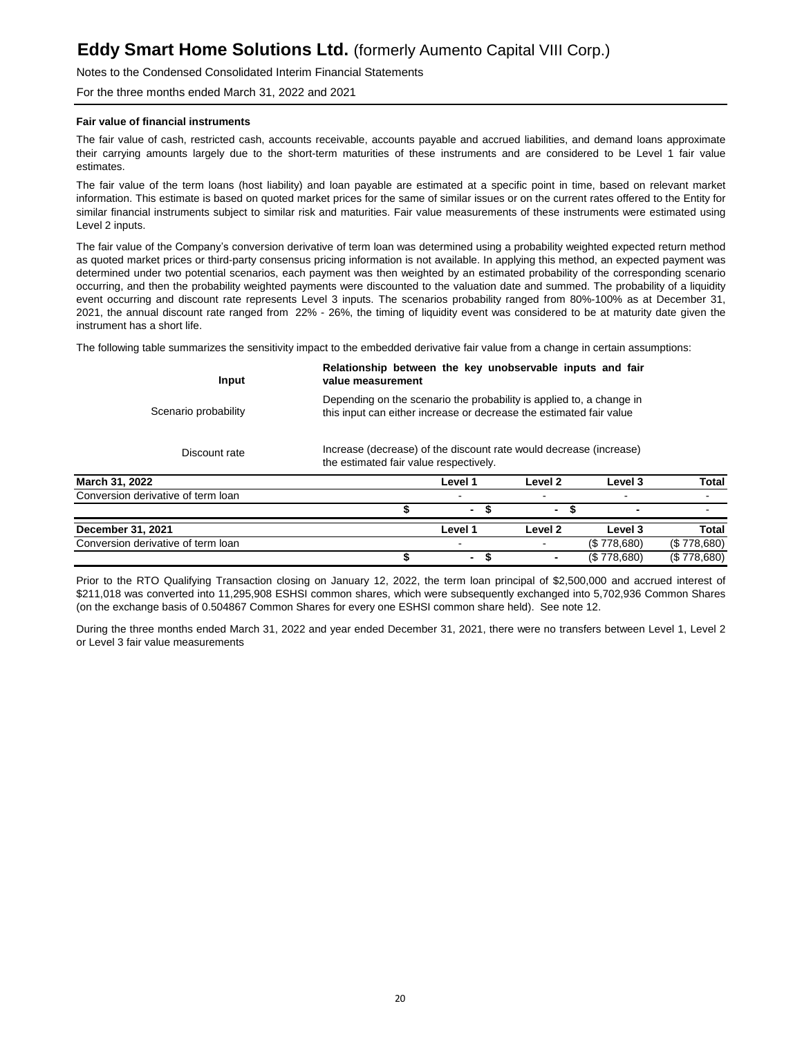**Fair value of financial instruments**

The fair value of cash, restricted cash, accounts receivable, accounts payable and accrued liabilities, and demand loans approximate their carrying amounts largely due to the short-term maturities of these instruments and are considered to be Level 1 fair value estimates.

The fair value of the term loans (host liability) and loan payable are estimated at a specific point in time, based on relevant market information. This estimate is based on quoted market prices for the same of similar issues or on the current rates offered to the Entity for similar financial instruments subject to similar risk and maturities. Fair value measurements of these instruments were estimated using Level 2 inputs.

The fair value of the Company's conversion derivative of term loan was determined using a probability weighted expected return method as quoted market prices or third-party consensus pricing information is not available. In applying this method, an expected payment was determined under two potential scenarios, each payment was then weighted by an estimated probability of the corresponding scenario occurring, and then the probability weighted payments were discounted to the valuation date and summed. The probability of a liquidity event occurring and discount rate represents Level 3 inputs. The scenarios probability ranged from 80%-100% as at December 31, 2021, the annual discount rate ranged from 22% - 26%, the timing of liquidity event was considered to be at maturity date given the instrument has a short life.

The following table summarizes the sensitivity impact to the embedded derivative fair value from a change in certain assumptions:

| Input | Relationship between the key unobservable inputs and fair value measurement |
|---|---|
| Scenario probability | Depending on the scenario the probability is applied to, a change in this input can either increase or decrease the estimated fair value |
| Discount rate | Increase (decrease) of the discount rate would decrease (increase) the estimated fair value respectively. |

| March 31, 2022 | Level 1 | Level 2 | Level 3 | Total |
|---|---|---|---|---|
| Conversion derivative of term loan | - | - | - | - |
| | $ - | $ - | $ - | - |

| December 31, 2021 | Level 1 | Level 2 | Level 3 | Total |
|---|---|---|---|---|
| Conversion derivative of term loan | - | - | ($ 778,680) | ($ 778,680) |
| | $ - | $ - | ($ 778,680) | ($ 778,680) |

Prior to the RTO Qualifying Transaction closing on January 12, 2022, the term loan principal of $2,500,000 and accrued interest of $211,018 was converted into 11,295,908 ESHSI common shares, which were subsequently exchanged into 5,702,936 Common Shares (on the exchange basis of 0.504867 Common Shares for every one ESHSI common share held). See note 12.

During the three months ended March 31, 2022 and year ended December 31, 2021, there were no transfers between Level 1, Level 2 or Level 3 fair value measurements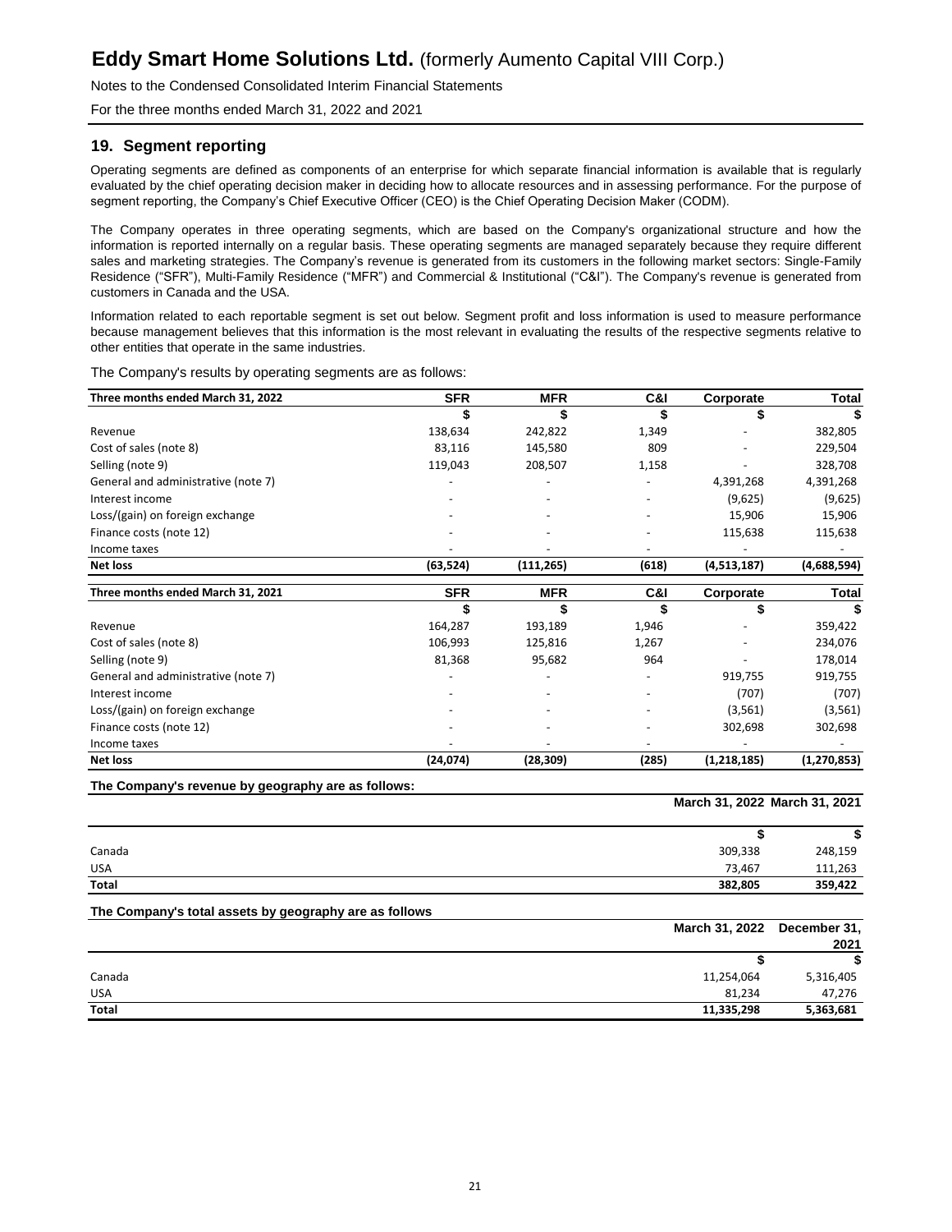## 19. Segment reporting

Operating segments are defined as components of an enterprise for which separate financial information is available that is regularly evaluated by the chief operating decision maker in deciding how to allocate resources and in assessing performance. For the purpose of segment reporting, the Company's Chief Executive Officer (CEO) is the Chief Operating Decision Maker (CODM).

The Company operates in three operating segments, which are based on the Company's organizational structure and how the information is reported internally on a regular basis. These operating segments are managed separately because they require different sales and marketing strategies. The Company's revenue is generated from its customers in the following market sectors: Single-Family Residence ("SFR"), Multi-Family Residence ("MFR") and Commercial & Institutional ("C&I"). The Company's revenue is generated from customers in Canada and the USA.

Information related to each reportable segment is set out below. Segment profit and loss information is used to measure performance because management believes that this information is the most relevant in evaluating the results of the respective segments relative to other entities that operate in the same industries.

The Company's results by operating segments are as follows:

| Three months ended March 31, 2022 | SFR | MFR | C&I | Corporate | Total |
|---|---|---|---|---|---|
| | $ | $ | $ | $ | $ |
| Revenue | 138,634 | 242,822 | 1,349 | - | 382,805 |
| Cost of sales (note 8) | 83,116 | 145,580 | 809 | - | 229,504 |
| Selling (note 9) | 119,043 | 208,507 | 1,158 | - | 328,708 |
| General and administrative (note 7) | - | - | - | 4,391,268 | 4,391,268 |
| Interest income | - | - | - | (9,625) | (9,625) |
| Loss/(gain) on foreign exchange | - | - | - | 15,906 | 15,906 |
| Finance costs (note 12) | - | - | - | 115,638 | 115,638 |
| Income taxes | - | - | - | - | - |
| **Net loss** | **(63,524)** | **(111,265)** | **(618)** | **(4,513,187)** | **(4,688,594)** |

| Three months ended March 31, 2021 | SFR | MFR | C&I | Corporate | Total |
|---|---|---|---|---|---|
| | $ | $ | $ | $ | $ |
| Revenue | 164,287 | 193,189 | 1,946 | - | 359,422 |
| Cost of sales (note 8) | 106,993 | 125,816 | 1,267 | - | 234,076 |
| Selling (note 9) | 81,368 | 95,682 | 964 | - | 178,014 |
| General and administrative (note 7) | - | - | - | 919,755 | 919,755 |
| Interest income | - | - | - | (707) | (707) |
| Loss/(gain) on foreign exchange | - | - | - | (3,561) | (3,561) |
| Finance costs (note 12) | - | - | - | 302,698 | 302,698 |
| Income taxes | - | - | - | - | - |
| **Net loss** | **(24,074)** | **(28,309)** | **(285)** | **(1,218,185)** | **(1,270,853)** |

**The Company's revenue by geography are as follows:**

| | March 31, 2022 | March 31, 2021 |
|---|---|---|
| | $ | $ |
| Canada | 309,338 | 248,159 |
| USA | 73,467 | 111,263 |
| **Total** | **382,805** | **359,422** |

**The Company's total assets by geography are as follows**

| | March 31, 2022 | December 31, 2021 |
|---|---|---|
| | $ | $ |
| Canada | 11,254,064 | 5,316,405 |
| USA | 81,234 | 47,276 |
| **Total** | **11,335,298** | **5,363,681** |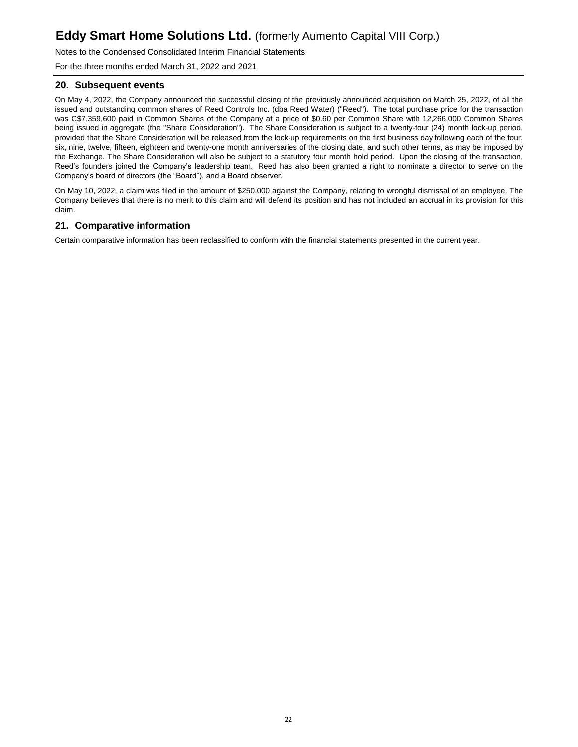## 20. Subsequent events

On May 4, 2022, the Company announced the successful closing of the previously announced acquisition on March 25, 2022, of all the issued and outstanding common shares of Reed Controls Inc. (dba Reed Water) ("Reed"). The total purchase price for the transaction was C$7,359,600 paid in Common Shares of the Company at a price of $0.60 per Common Share with 12,266,000 Common Shares being issued in aggregate (the "Share Consideration"). The Share Consideration is subject to a twenty-four (24) month lock-up period, provided that the Share Consideration will be released from the lock-up requirements on the first business day following each of the four, six, nine, twelve, fifteen, eighteen and twenty-one month anniversaries of the closing date, and such other terms, as may be imposed by the Exchange. The Share Consideration will also be subject to a statutory four month hold period. Upon the closing of the transaction, Reed's founders joined the Company's leadership team. Reed has also been granted a right to nominate a director to serve on the Company's board of directors (the "Board"), and a Board observer.

On May 10, 2022, a claim was filed in the amount of $250,000 against the Company, relating to wrongful dismissal of an employee. The Company believes that there is no merit to this claim and will defend its position and has not included an accrual in its provision for this claim.

## 21. Comparative information

Certain comparative information has been reclassified to conform with the financial statements presented in the current year.